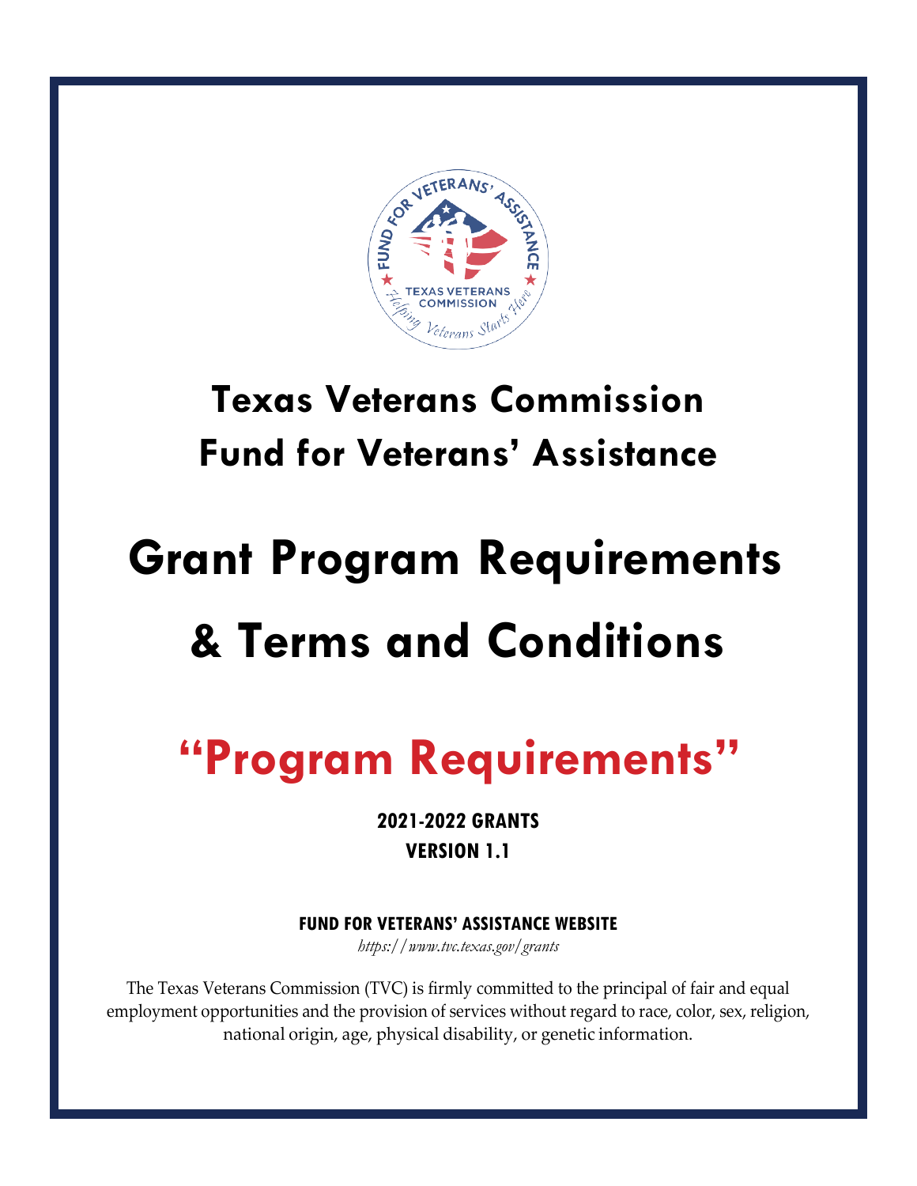# Texas Veterans Commission
# Fund for Veterans' Assistance

# Grant Program Requirements
# & Terms and Conditions

# "Program Requirements"

**2021-2022 GRANTS**
**VERSION 1.1**

**FUND FOR VETERANS' ASSISTANCE WEBSITE**
*https://www.tvc.texas.gov/grants*

The Texas Veterans Commission (TVC) is firmly committed to the principal of fair and equal employment opportunities and the provision of services without regard to race, color, sex, religion, national origin, age, physical disability, or genetic information.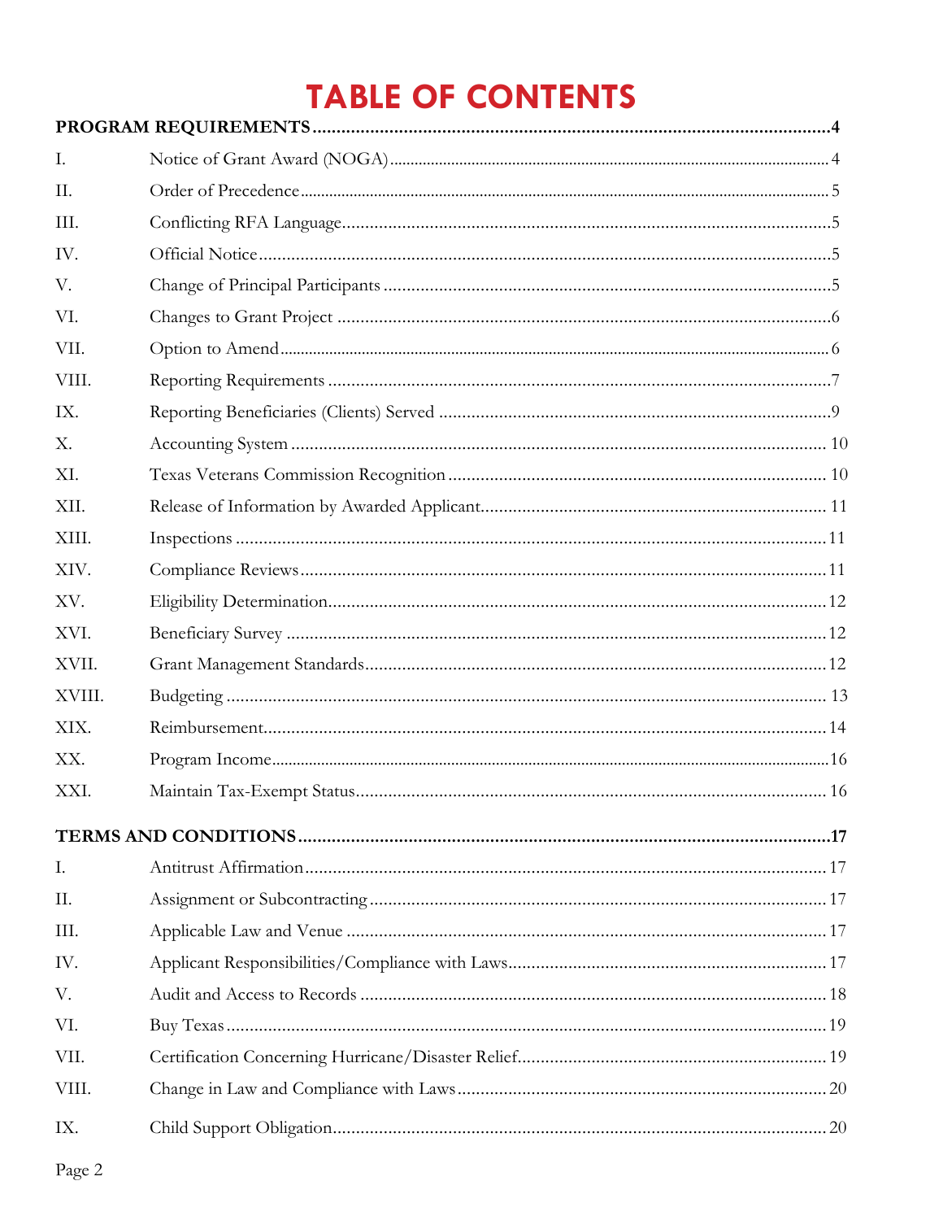# TABLE OF CONTENTS

**PROGRAM REQUIREMENTS** .......... **4**

| | | |
|---|---|---|
| I. | Notice of Grant Award (NOGA) | 4 |
| II. | Order of Precedence | 5 |
| III. | Conflicting RFA Language | 5 |
| IV. | Official Notice | 5 |
| V. | Change of Principal Participants | 5 |
| VI. | Changes to Grant Project | 6 |
| VII. | Option to Amend | 6 |
| VIII. | Reporting Requirements | 7 |
| IX. | Reporting Beneficiaries (Clients) Served | 9 |
| X. | Accounting System | 10 |
| XI. | Texas Veterans Commission Recognition | 10 |
| XII. | Release of Information by Awarded Applicant | 11 |
| XIII. | Inspections | 11 |
| XIV. | Compliance Reviews | 11 |
| XV. | Eligibility Determination | 12 |
| XVI. | Beneficiary Survey | 12 |
| XVII. | Grant Management Standards | 12 |
| XVIII. | Budgeting | 13 |
| XIX. | Reimbursement | 14 |
| XX. | Program Income | 16 |
| XXI. | Maintain Tax-Exempt Status | 16 |

**TERMS AND CONDITIONS** .......... **17**

| | | |
|---|---|---|
| I. | Antitrust Affirmation | 17 |
| II. | Assignment or Subcontracting | 17 |
| III. | Applicable Law and Venue | 17 |
| IV. | Applicant Responsibilities/Compliance with Laws | 17 |
| V. | Audit and Access to Records | 18 |
| VI. | Buy Texas | 19 |
| VII. | Certification Concerning Hurricane/Disaster Relief | 19 |
| VIII. | Change in Law and Compliance with Laws | 20 |
| IX. | Child Support Obligation | 20 |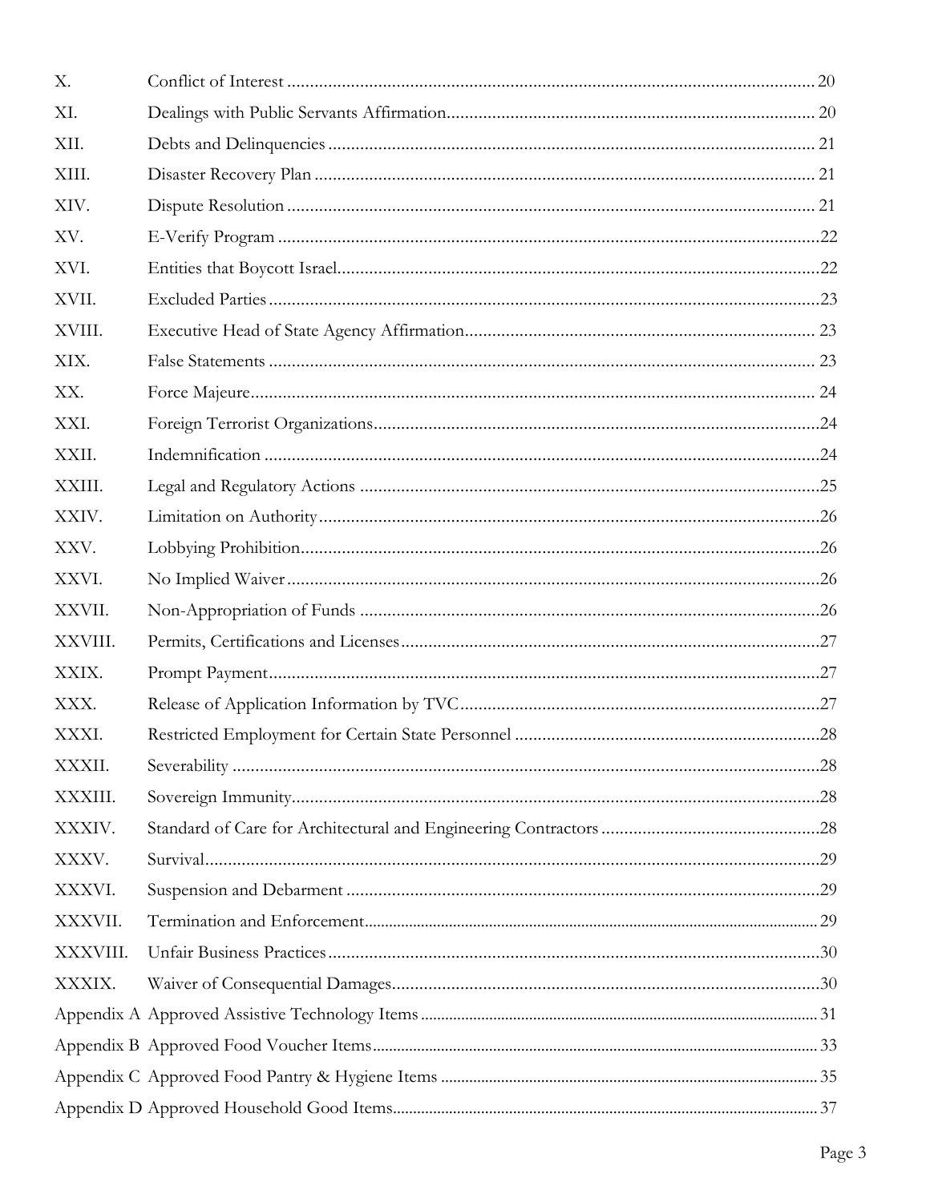| | | |
|---|---|---|
| X. | Conflict of Interest | 20 |
| XI. | Dealings with Public Servants Affirmation | 20 |
| XII. | Debts and Delinquencies | 21 |
| XIII. | Disaster Recovery Plan | 21 |
| XIV. | Dispute Resolution | 21 |
| XV. | E-Verify Program | 22 |
| XVI. | Entities that Boycott Israel | 22 |
| XVII. | Excluded Parties | 23 |
| XVIII. | Executive Head of State Agency Affirmation | 23 |
| XIX. | False Statements | 23 |
| XX. | Force Majeure | 24 |
| XXI. | Foreign Terrorist Organizations | 24 |
| XXII. | Indemnification | 24 |
| XXIII. | Legal and Regulatory Actions | 25 |
| XXIV. | Limitation on Authority | 26 |
| XXV. | Lobbying Prohibition | 26 |
| XXVI. | No Implied Waiver | 26 |
| XXVII. | Non-Appropriation of Funds | 26 |
| XXVIII. | Permits, Certifications and Licenses | 27 |
| XXIX. | Prompt Payment | 27 |
| XXX. | Release of Application Information by TVC | 27 |
| XXXI. | Restricted Employment for Certain State Personnel | 28 |
| XXXII. | Severability | 28 |
| XXXIII. | Sovereign Immunity | 28 |
| XXXIV. | Standard of Care for Architectural and Engineering Contractors | 28 |
| XXXV. | Survival | 29 |
| XXXVI. | Suspension and Debarment | 29 |
| XXXVII. | Termination and Enforcement | 29 |
| XXXVIII. | Unfair Business Practices | 30 |
| XXXIX. | Waiver of Consequential Damages | 30 |
| Appendix A | Approved Assistive Technology Items | 31 |
| Appendix B | Approved Food Voucher Items | 33 |
| Appendix C | Approved Food Pantry & Hygiene Items | 35 |
| Appendix D | Approved Household Good Items | 37 |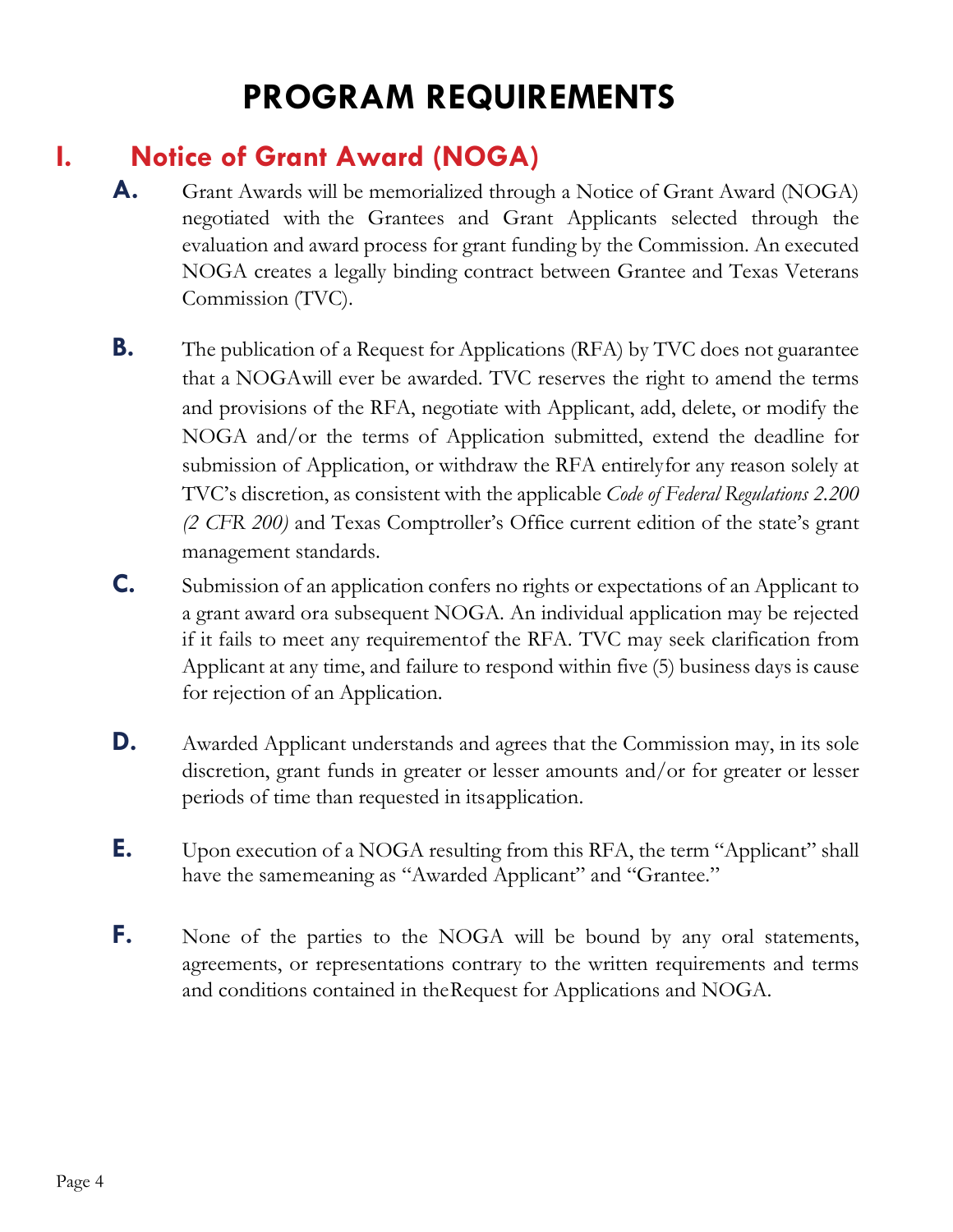# PROGRAM REQUIREMENTS

## I. Notice of Grant Award (NOGA)

**A.** Grant Awards will be memorialized through a Notice of Grant Award (NOGA) negotiated with the Grantees and Grant Applicants selected through the evaluation and award process for grant funding by the Commission. An executed NOGA creates a legally binding contract between Grantee and Texas Veterans Commission (TVC).

**B.** The publication of a Request for Applications (RFA) by TVC does not guarantee that a NOGAwill ever be awarded. TVC reserves the right to amend the terms and provisions of the RFA, negotiate with Applicant, add, delete, or modify the NOGA and/or the terms of Application submitted, extend the deadline for submission of Application, or withdraw the RFA entirelyfor any reason solely at TVC's discretion, as consistent with the applicable *Code of Federal Regulations 2.200 (2 CFR 200)* and Texas Comptroller's Office current edition of the state's grant management standards.

**C.** Submission of an application confers no rights or expectations of an Applicant to a grant award ora subsequent NOGA. An individual application may be rejected if it fails to meet any requirementof the RFA. TVC may seek clarification from Applicant at any time, and failure to respond within five (5) business days is cause for rejection of an Application.

**D.** Awarded Applicant understands and agrees that the Commission may, in its sole discretion, grant funds in greater or lesser amounts and/or for greater or lesser periods of time than requested in itsapplication.

**E.** Upon execution of a NOGA resulting from this RFA, the term "Applicant" shall have the samemeaning as "Awarded Applicant" and "Grantee."

**F.** None of the parties to the NOGA will be bound by any oral statements, agreements, or representations contrary to the written requirements and terms and conditions contained in theRequest for Applications and NOGA.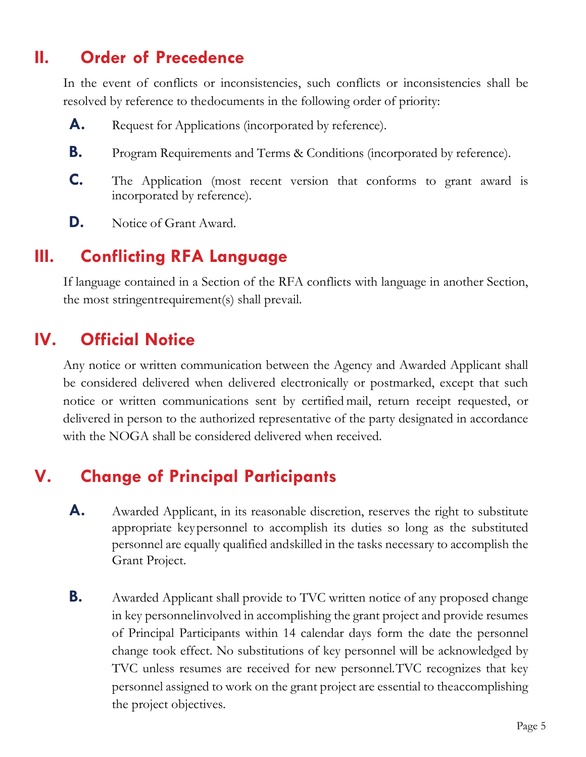## II. Order of Precedence

In the event of conflicts or inconsistencies, such conflicts or inconsistencies shall be resolved by reference to thedocuments in the following order of priority:

**A.** Request for Applications (incorporated by reference).

**B.** Program Requirements and Terms & Conditions (incorporated by reference).

**C.** The Application (most recent version that conforms to grant award is incorporated by reference).

**D.** Notice of Grant Award.

## III. Conflicting RFA Language

If language contained in a Section of the RFA conflicts with language in another Section, the most stringentrequirement(s) shall prevail.

## IV. Official Notice

Any notice or written communication between the Agency and Awarded Applicant shall be considered delivered when delivered electronically or postmarked, except that such notice or written communications sent by certified mail, return receipt requested, or delivered in person to the authorized representative of the party designated in accordance with the NOGA shall be considered delivered when received.

## V. Change of Principal Participants

**A.** Awarded Applicant, in its reasonable discretion, reserves the right to substitute appropriate keypersonnel to accomplish its duties so long as the substituted personnel are equally qualified andskilled in the tasks necessary to accomplish the Grant Project.

**B.** Awarded Applicant shall provide to TVC written notice of any proposed change in key personnelinvolved in accomplishing the grant project and provide resumes of Principal Participants within 14 calendar days form the date the personnel change took effect. No substitutions of key personnel will be acknowledged by TVC unless resumes are received for new personnel.TVC recognizes that key personnel assigned to work on the grant project are essential to theaccomplishing the project objectives.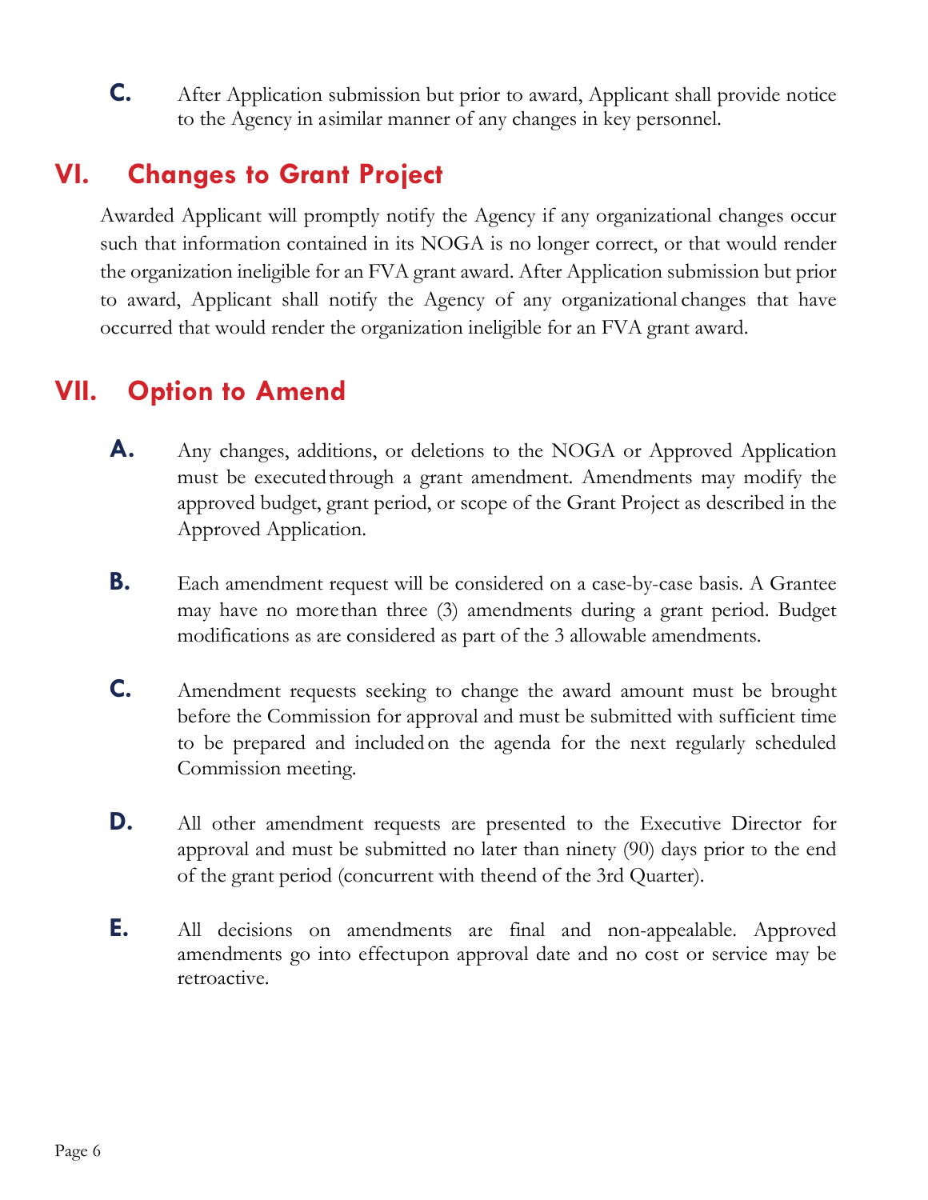**C.** After Application submission but prior to award, Applicant shall provide notice to the Agency in asimilar manner of any changes in key personnel.

## VI. Changes to Grant Project

Awarded Applicant will promptly notify the Agency if any organizational changes occur such that information contained in its NOGA is no longer correct, or that would render the organization ineligible for an FVA grant award. After Application submission but prior to award, Applicant shall notify the Agency of any organizational changes that have occurred that would render the organization ineligible for an FVA grant award.

## VII. Option to Amend

**A.** Any changes, additions, or deletions to the NOGA or Approved Application must be executed through a grant amendment. Amendments may modify the approved budget, grant period, or scope of the Grant Project as described in the Approved Application.

**B.** Each amendment request will be considered on a case-by-case basis. A Grantee may have no more than three (3) amendments during a grant period. Budget modifications as are considered as part of the 3 allowable amendments.

**C.** Amendment requests seeking to change the award amount must be brought before the Commission for approval and must be submitted with sufficient time to be prepared and included on the agenda for the next regularly scheduled Commission meeting.

**D.** All other amendment requests are presented to the Executive Director for approval and must be submitted no later than ninety (90) days prior to the end of the grant period (concurrent with the end of the 3rd Quarter).

**E.** All decisions on amendments are final and non-appealable. Approved amendments go into effect upon approval date and no cost or service may be retroactive.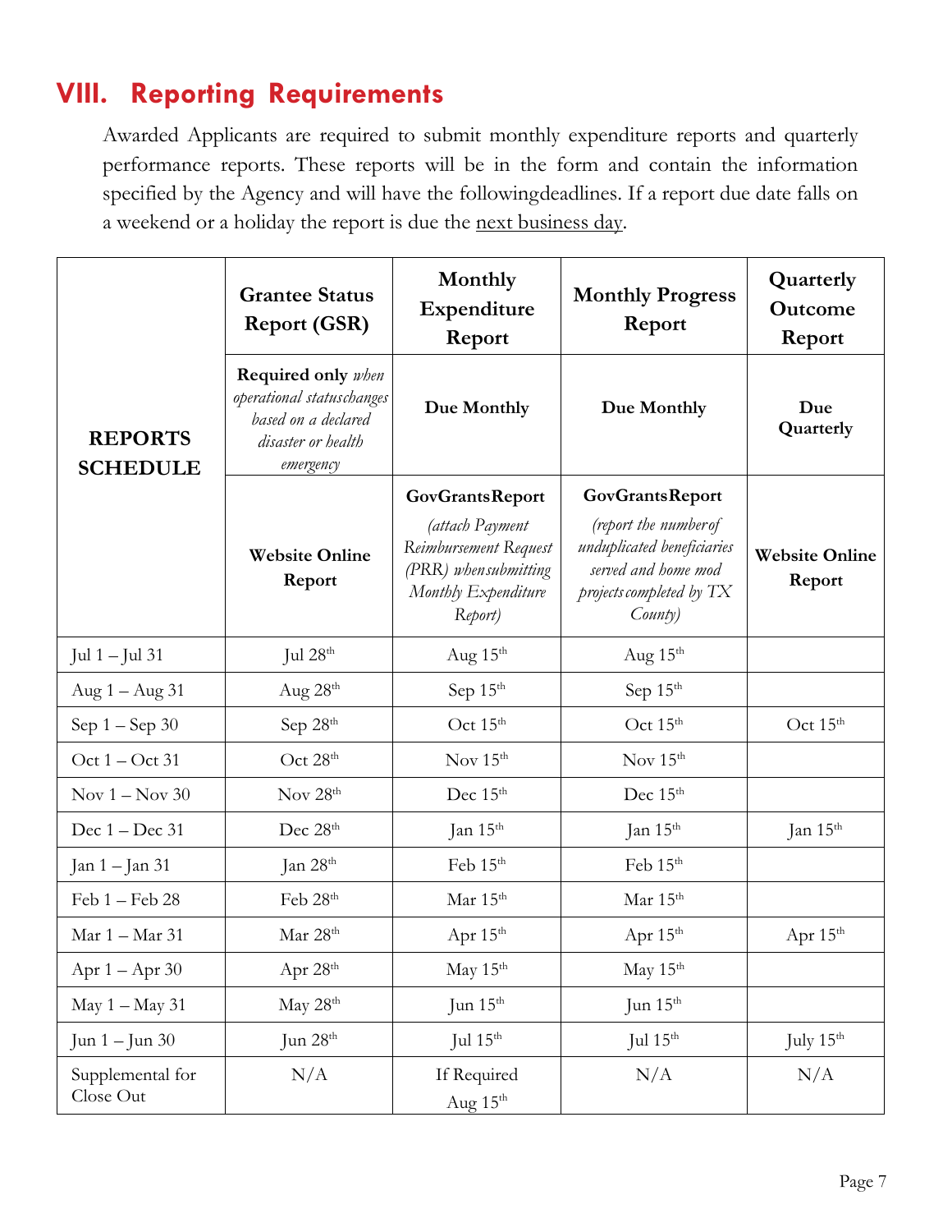## VIII. Reporting Requirements

Awarded Applicants are required to submit monthly expenditure reports and quarterly performance reports. These reports will be in the form and contain the information specified by the Agency and will have the followingdeadlines. If a report due date falls on a weekend or a holiday the report is due the next business day.

| **REPORTS SCHEDULE** | **Grantee Status Report (GSR)** | **Monthly Expenditure Report** | **Monthly Progress Report** | **Quarterly Outcome Report** |
|---|---|---|---|---|
| | **Required only** *when operational statuschanges based on a declared disaster or health emergency* | **Due Monthly** | **Due Monthly** | **Due Quarterly** |
| | **Website Online Report** | **GovGrantsReport** *(attach Payment Reimbursement Request (PRR) whensubmitting Monthly Expenditure Report)* | **GovGrantsReport** *(report the numberof unduplicated beneficiaries served and home mod projectscompleted by TX County)* | **Website Online Report** |
| Jul 1 – Jul 31 | Jul 28th | Aug 15th | Aug 15th | |
| Aug 1 – Aug 31 | Aug 28th | Sep 15th | Sep 15th | |
| Sep 1 – Sep 30 | Sep 28th | Oct 15th | Oct 15th | Oct 15th |
| Oct 1 – Oct 31 | Oct 28th | Nov 15th | Nov 15th | |
| Nov 1 – Nov 30 | Nov 28th | Dec 15th | Dec 15th | |
| Dec 1 – Dec 31 | Dec 28th | Jan 15th | Jan 15th | Jan 15th |
| Jan 1 – Jan 31 | Jan 28th | Feb 15th | Feb 15th | |
| Feb 1 – Feb 28 | Feb 28th | Mar 15th | Mar 15th | |
| Mar 1 – Mar 31 | Mar 28th | Apr 15th | Apr 15th | Apr 15th |
| Apr 1 – Apr 30 | Apr 28th | May 15th | May 15th | |
| May 1 – May 31 | May 28th | Jun 15th | Jun 15th | |
| Jun 1 – Jun 30 | Jun 28th | Jul 15th | Jul 15th | July 15th |
| Supplemental for Close Out | N/A | If Required Aug 15th | N/A | N/A |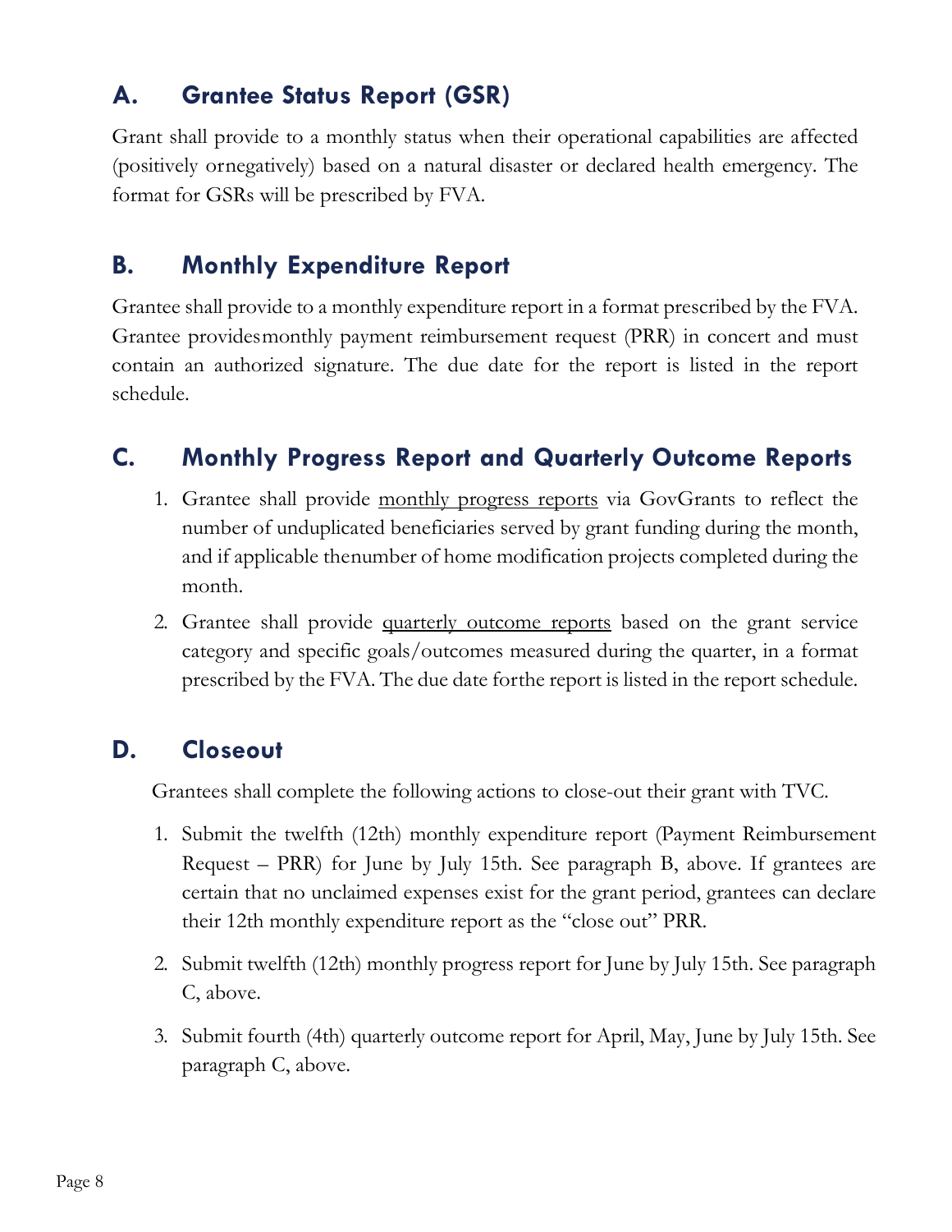## A. Grantee Status Report (GSR)

Grant shall provide to a monthly status when their operational capabilities are affected (positively ornegatively) based on a natural disaster or declared health emergency. The format for GSRs will be prescribed by FVA.

## B. Monthly Expenditure Report

Grantee shall provide to a monthly expenditure report in a format prescribed by the FVA. Grantee providesmonthly payment reimbursement request (PRR) in concert and must contain an authorized signature. The due date for the report is listed in the report schedule.

## C. Monthly Progress Report and Quarterly Outcome Reports

1. Grantee shall provide monthly progress reports via GovGrants to reflect the number of unduplicated beneficiaries served by grant funding during the month, and if applicable thenumber of home modification projects completed during the month.
2. Grantee shall provide quarterly outcome reports based on the grant service category and specific goals/outcomes measured during the quarter, in a format prescribed by the FVA. The due date forthe report is listed in the report schedule.

## D. Closeout

Grantees shall complete the following actions to close-out their grant with TVC.

1. Submit the twelfth (12th) monthly expenditure report (Payment Reimbursement Request – PRR) for June by July 15th. See paragraph B, above. If grantees are certain that no unclaimed expenses exist for the grant period, grantees can declare their 12th monthly expenditure report as the "close out" PRR.
2. Submit twelfth (12th) monthly progress report for June by July 15th. See paragraph C, above.
3. Submit fourth (4th) quarterly outcome report for April, May, June by July 15th. See paragraph C, above.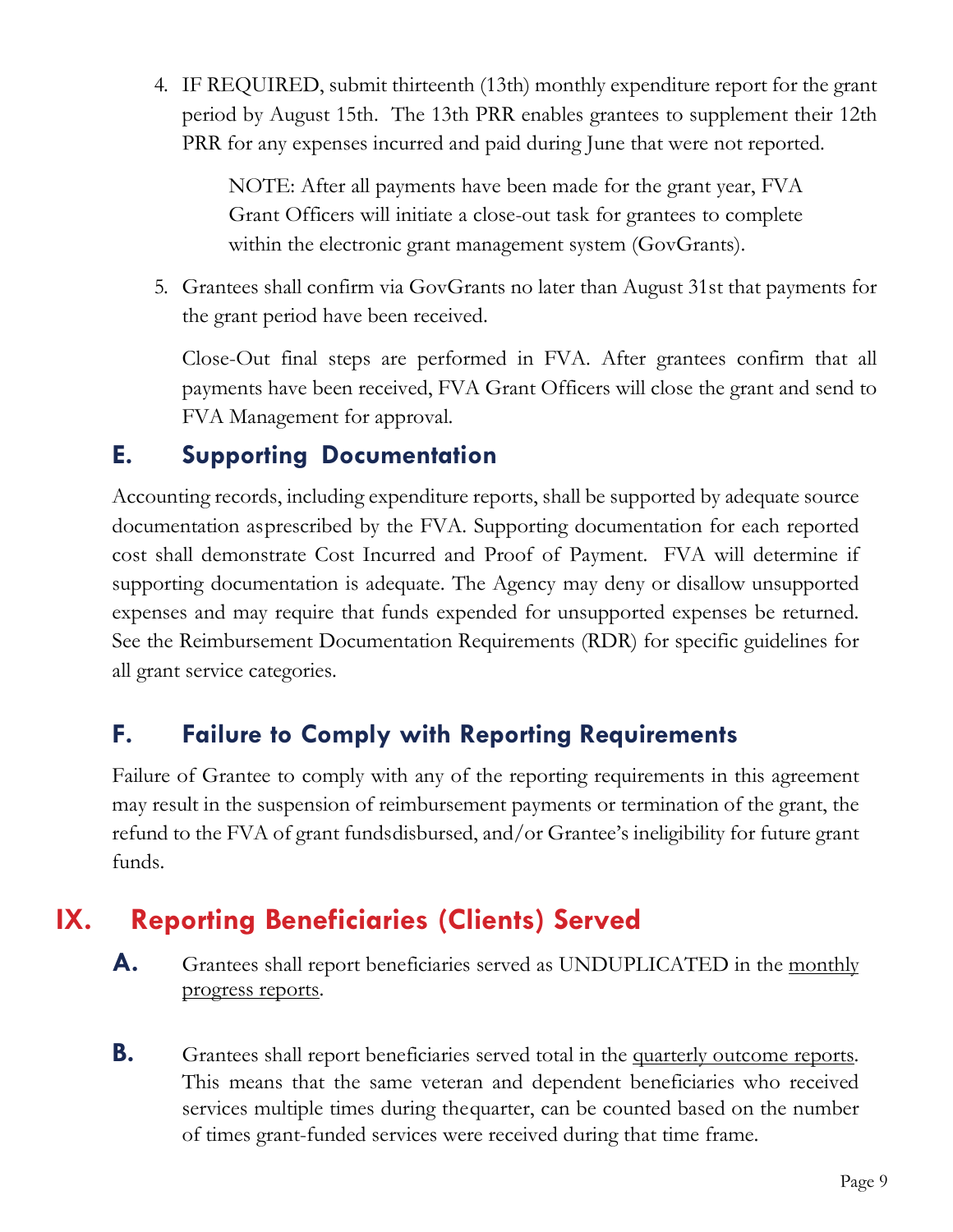4. IF REQUIRED, submit thirteenth (13th) monthly expenditure report for the grant period by August 15th. The 13th PRR enables grantees to supplement their 12th PRR for any expenses incurred and paid during June that were not reported.

   NOTE: After all payments have been made for the grant year, FVA Grant Officers will initiate a close-out task for grantees to complete within the electronic grant management system (GovGrants).

5. Grantees shall confirm via GovGrants no later than August 31st that payments for the grant period have been received.

   Close-Out final steps are performed in FVA. After grantees confirm that all payments have been received, FVA Grant Officers will close the grant and send to FVA Management for approval.

### E. Supporting Documentation

Accounting records, including expenditure reports, shall be supported by adequate source documentation asprescribed by the FVA. Supporting documentation for each reported cost shall demonstrate Cost Incurred and Proof of Payment. FVA will determine if supporting documentation is adequate. The Agency may deny or disallow unsupported expenses and may require that funds expended for unsupported expenses be returned. See the Reimbursement Documentation Requirements (RDR) for specific guidelines for all grant service categories.

### F. Failure to Comply with Reporting Requirements

Failure of Grantee to comply with any of the reporting requirements in this agreement may result in the suspension of reimbursement payments or termination of the grant, the refund to the FVA of grant fundsdisbursed, and/or Grantee's ineligibility for future grant funds.

## IX. Reporting Beneficiaries (Clients) Served

**A.** Grantees shall report beneficiaries served as UNDUPLICATED in the monthly progress reports.

**B.** Grantees shall report beneficiaries served total in the quarterly outcome reports. This means that the same veteran and dependent beneficiaries who received services multiple times during thequarter, can be counted based on the number of times grant-funded services were received during that time frame.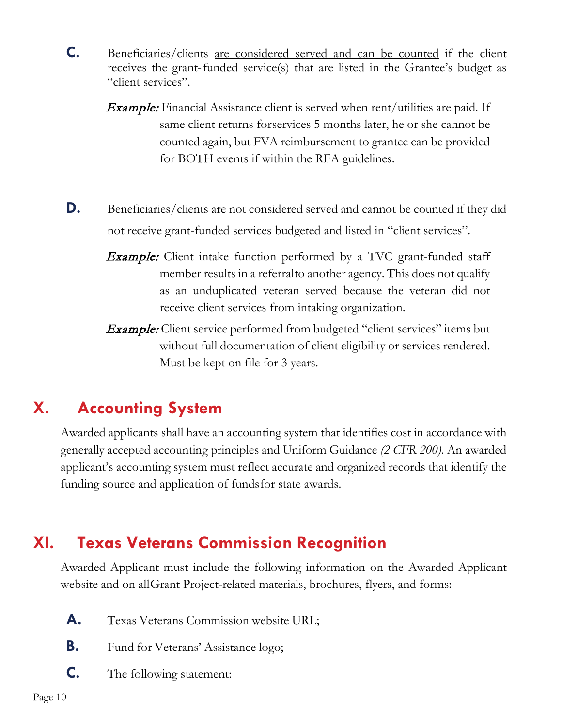**C.** Beneficiaries/clients <u>are considered served and can be counted</u> if the client receives the grant-funded service(s) that are listed in the Grantee's budget as "client services".

*Example:* Financial Assistance client is served when rent/utilities are paid. If same client returns forservices 5 months later, he or she cannot be counted again, but FVA reimbursement to grantee can be provided for BOTH events if within the RFA guidelines.

**D.** Beneficiaries/clients are not considered served and cannot be counted if they did not receive grant-funded services budgeted and listed in "client services".

*Example:* Client intake function performed by a TVC grant-funded staff member results in a referralto another agency. This does not qualify as an unduplicated veteran served because the veteran did not receive client services from intaking organization.

*Example:* Client service performed from budgeted "client services" items but without full documentation of client eligibility or services rendered. Must be kept on file for 3 years.

## X. Accounting System

Awarded applicants shall have an accounting system that identifies cost in accordance with generally accepted accounting principles and Uniform Guidance *(2 CFR 200)*. An awarded applicant's accounting system must reflect accurate and organized records that identify the funding source and application of fundsfor state awards.

## XI. Texas Veterans Commission Recognition

Awarded Applicant must include the following information on the Awarded Applicant website and on allGrant Project-related materials, brochures, flyers, and forms:

**A.** Texas Veterans Commission website URL;

**B.** Fund for Veterans' Assistance logo;

**C.** The following statement: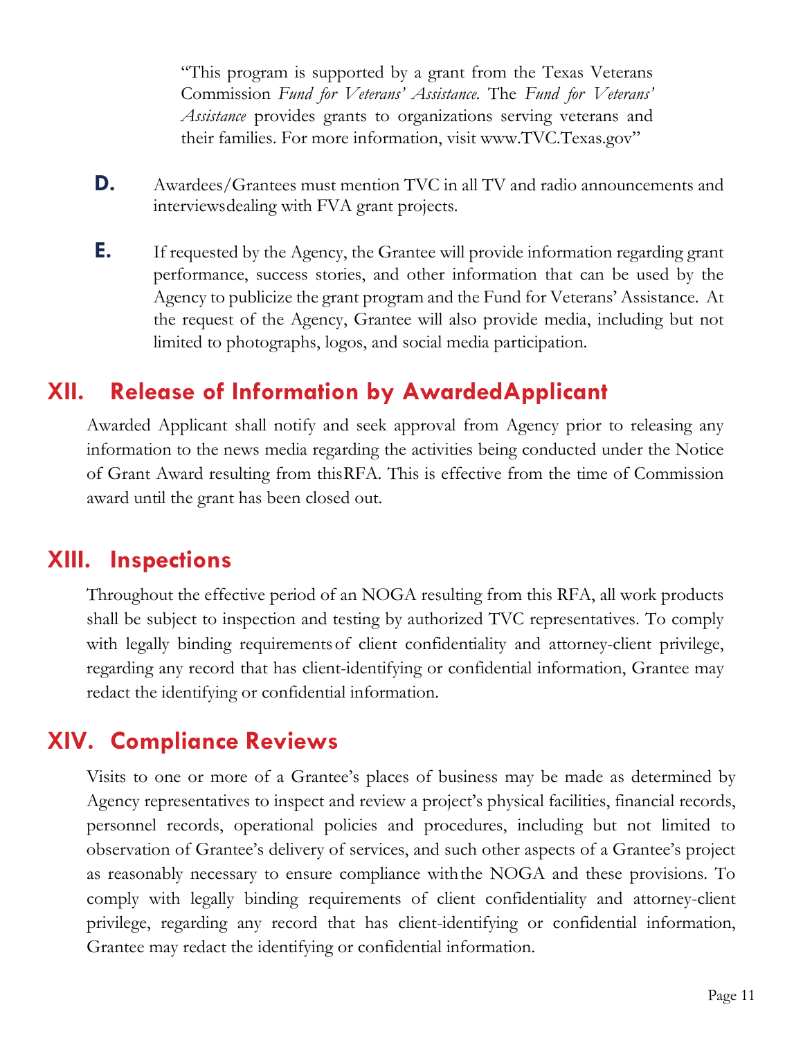"This program is supported by a grant from the Texas Veterans Commission *Fund for Veterans' Assistance*. The *Fund for Veterans' Assistance* provides grants to organizations serving veterans and their families. For more information, visit www.TVC.Texas.gov"

**D.** Awardees/Grantees must mention TVC in all TV and radio announcements and interviews dealing with FVA grant projects.

**E.** If requested by the Agency, the Grantee will provide information regarding grant performance, success stories, and other information that can be used by the Agency to publicize the grant program and the Fund for Veterans' Assistance. At the request of the Agency, Grantee will also provide media, including but not limited to photographs, logos, and social media participation.

## XII. Release of Information by Awarded Applicant

Awarded Applicant shall notify and seek approval from Agency prior to releasing any information to the news media regarding the activities being conducted under the Notice of Grant Award resulting from this RFA. This is effective from the time of Commission award until the grant has been closed out.

## XIII. Inspections

Throughout the effective period of an NOGA resulting from this RFA, all work products shall be subject to inspection and testing by authorized TVC representatives. To comply with legally binding requirements of client confidentiality and attorney-client privilege, regarding any record that has client-identifying or confidential information, Grantee may redact the identifying or confidential information.

## XIV. Compliance Reviews

Visits to one or more of a Grantee's places of business may be made as determined by Agency representatives to inspect and review a project's physical facilities, financial records, personnel records, operational policies and procedures, including but not limited to observation of Grantee's delivery of services, and such other aspects of a Grantee's project as reasonably necessary to ensure compliance with the NOGA and these provisions. To comply with legally binding requirements of client confidentiality and attorney-client privilege, regarding any record that has client-identifying or confidential information, Grantee may redact the identifying or confidential information.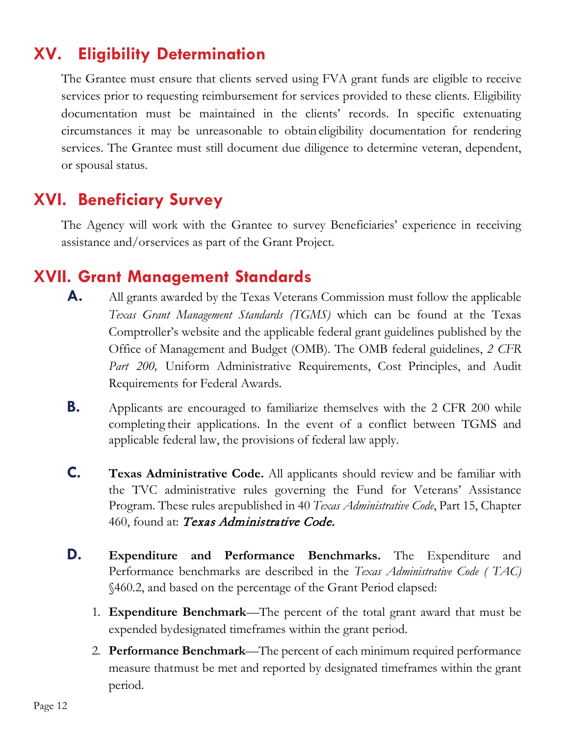## XV. Eligibility Determination

The Grantee must ensure that clients served using FVA grant funds are eligible to receive services prior to requesting reimbursement for services provided to these clients. Eligibility documentation must be maintained in the clients' records. In specific extenuating circumstances it may be unreasonable to obtain eligibility documentation for rendering services. The Grantee must still document due diligence to determine veteran, dependent, or spousal status.

## XVI. Beneficiary Survey

The Agency will work with the Grantee to survey Beneficiaries' experience in receiving assistance and/orservices as part of the Grant Project.

## XVII. Grant Management Standards

**A.** All grants awarded by the Texas Veterans Commission must follow the applicable *Texas Grant Management Standards (TGMS)* which can be found at the Texas Comptroller's website and the applicable federal grant guidelines published by the Office of Management and Budget (OMB). The OMB federal guidelines, *2 CFR Part 200,* Uniform Administrative Requirements, Cost Principles, and Audit Requirements for Federal Awards.

**B.** Applicants are encouraged to familiarize themselves with the 2 CFR 200 while completing their applications. In the event of a conflict between TGMS and applicable federal law, the provisions of federal law apply.

**C.** **Texas Administrative Code.** All applicants should review and be familiar with the TVC administrative rules governing the Fund for Veterans' Assistance Program. These rules arepublished in 40 *Texas Administrative Code*, Part 15, Chapter 460, found at: *Texas Administrative Code.*

**D.** **Expenditure and Performance Benchmarks.** The Expenditure and Performance benchmarks are described in the *Texas Administrative Code ( TAC)* §460.2, and based on the percentage of the Grant Period elapsed:

1. **Expenditure Benchmark**—The percent of the total grant award that must be expended bydesignated timeframes within the grant period.
2. **Performance Benchmark**—The percent of each minimum required performance measure thatmust be met and reported by designated timeframes within the grant period.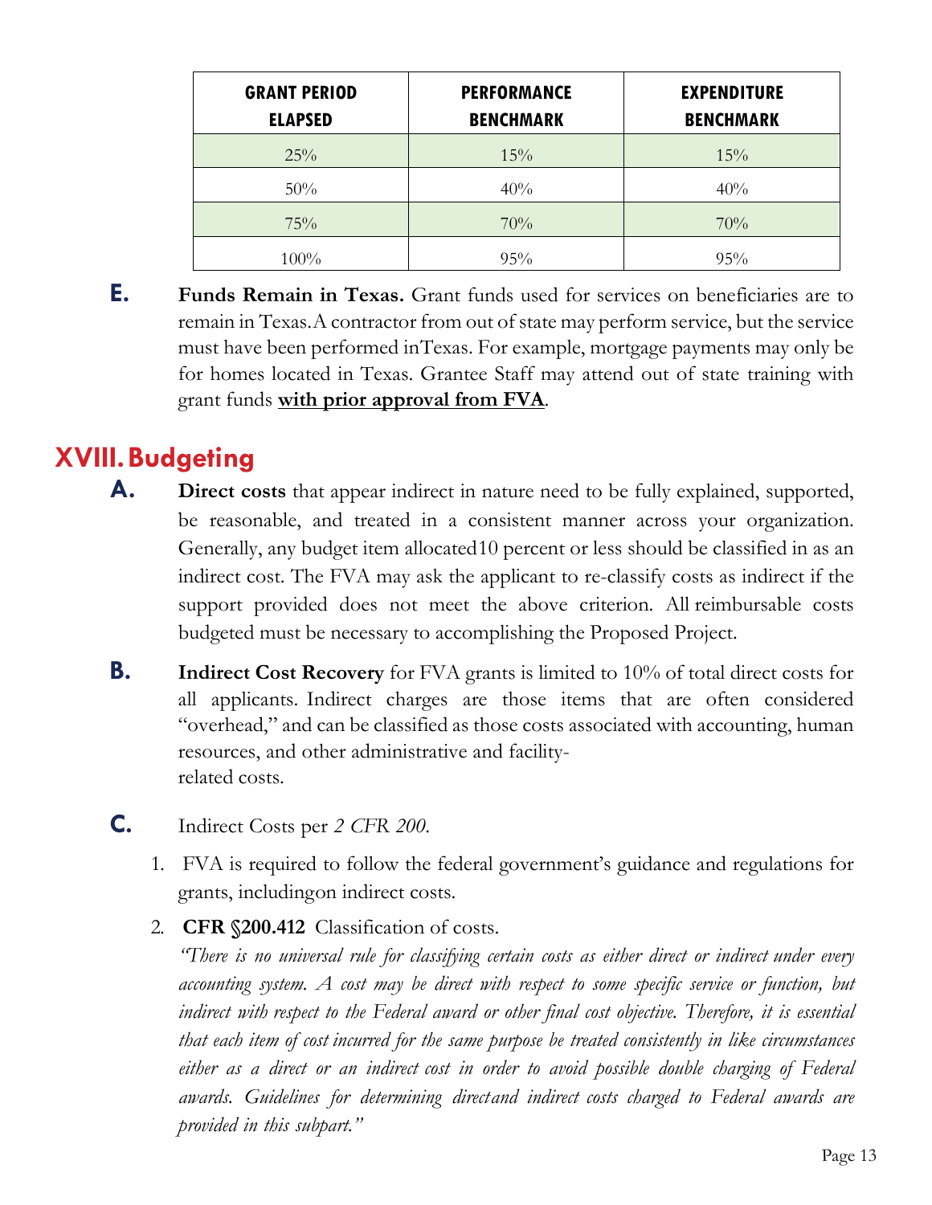| GRANT PERIOD ELAPSED | PERFORMANCE BENCHMARK | EXPENDITURE BENCHMARK |
|---|---|---|
| 25% | 15% | 15% |
| 50% | 40% | 40% |
| 75% | 70% | 70% |
| 100% | 95% | 95% |

**E.** **Funds Remain in Texas.** Grant funds used for services on beneficiaries are to remain in Texas.A contractor from out of state may perform service, but the service must have been performed inTexas. For example, mortgage payments may only be for homes located in Texas. Grantee Staff may attend out of state training with grant funds **with prior approval from FVA**.

## XVIII. Budgeting

**A.** **Direct costs** that appear indirect in nature need to be fully explained, supported, be reasonable, and treated in a consistent manner across your organization. Generally, any budget item allocated10 percent or less should be classified in as an indirect cost. The FVA may ask the applicant to re-classify costs as indirect if the support provided does not meet the above criterion. All reimbursable costs budgeted must be necessary to accomplishing the Proposed Project.

**B.** **Indirect Cost Recovery** for FVA grants is limited to 10% of total direct costs for all applicants. Indirect charges are those items that are often considered "overhead," and can be classified as those costs associated with accounting, human resources, and other administrative and facility-related costs.

**C.** Indirect Costs per *2 CFR 200*.

1. FVA is required to follow the federal government's guidance and regulations for grants, includingon indirect costs.
2. **CFR §200.412** Classification of costs.

   *"There is no universal rule for classifying certain costs as either direct or indirect under every accounting system. A cost may be direct with respect to some specific service or function, but indirect with respect to the Federal award or other final cost objective. Therefore, it is essential that each item of cost incurred for the same purpose be treated consistently in like circumstances either as a direct or an indirect cost in order to avoid possible double charging of Federal awards. Guidelines for determining directand indirect costs charged to Federal awards are provided in this subpart."*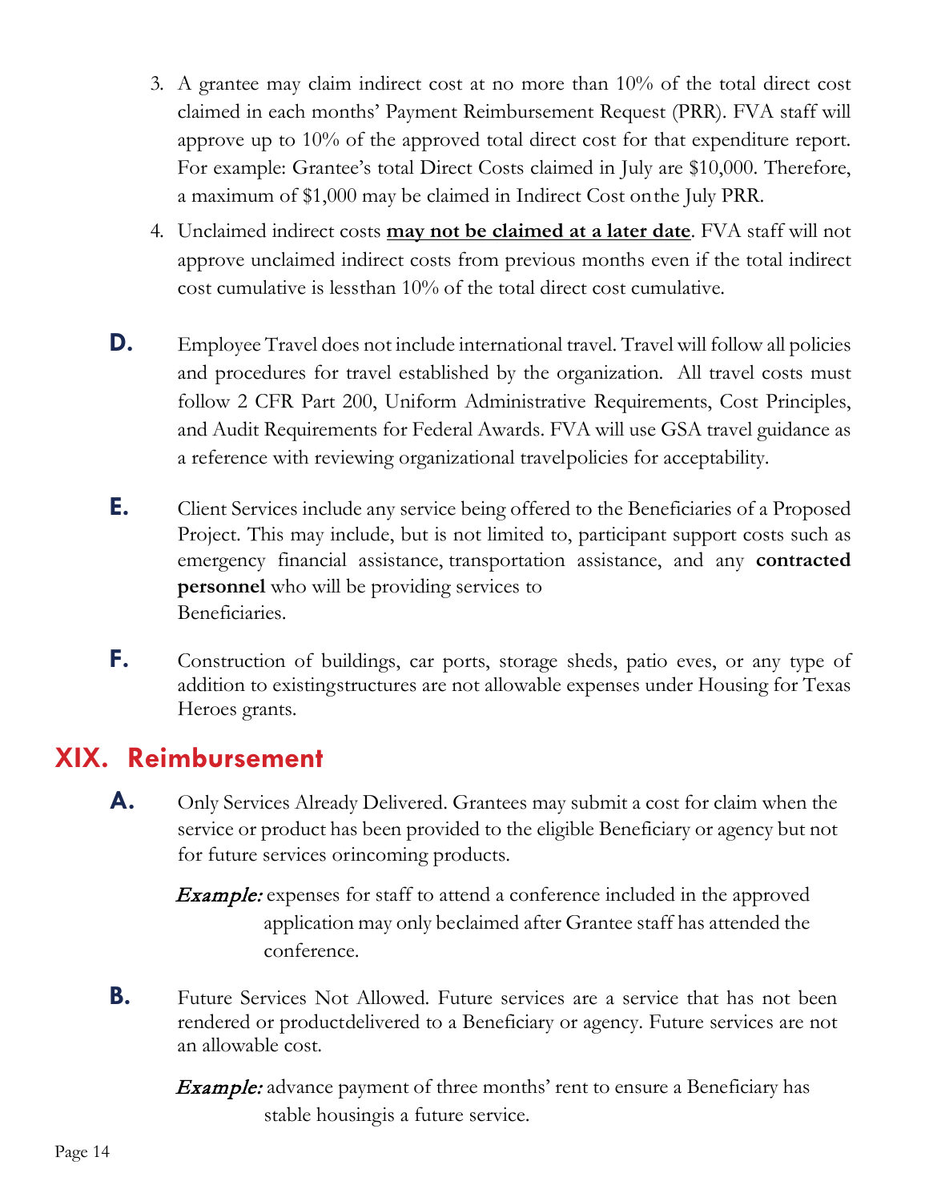3. A grantee may claim indirect cost at no more than 10% of the total direct cost claimed in each months' Payment Reimbursement Request (PRR). FVA staff will approve up to 10% of the approved total direct cost for that expenditure report. For example: Grantee's total Direct Costs claimed in July are $10,000. Therefore, a maximum of $1,000 may be claimed in Indirect Cost on the July PRR.
4. Unclaimed indirect costs **<u>may not be claimed at a later date</u>**. FVA staff will not approve unclaimed indirect costs from previous months even if the total indirect cost cumulative is less than 10% of the total direct cost cumulative.

**D.** Employee Travel does not include international travel. Travel will follow all policies and procedures for travel established by the organization. All travel costs must follow 2 CFR Part 200, Uniform Administrative Requirements, Cost Principles, and Audit Requirements for Federal Awards. FVA will use GSA travel guidance as a reference with reviewing organizational travel policies for acceptability.

**E.** Client Services include any service being offered to the Beneficiaries of a Proposed Project. This may include, but is not limited to, participant support costs such as emergency financial assistance, transportation assistance, and any **contracted personnel** who will be providing services to Beneficiaries.

**F.** Construction of buildings, car ports, storage sheds, patio eves, or any type of addition to existing structures are not allowable expenses under Housing for Texas Heroes grants.

## XIX. Reimbursement

**A.** Only Services Already Delivered. Grantees may submit a cost for claim when the service or product has been provided to the eligible Beneficiary or agency but not for future services or incoming products.

*Example:* expenses for staff to attend a conference included in the approved application may only be claimed after Grantee staff has attended the conference.

**B.** Future Services Not Allowed. Future services are a service that has not been rendered or product delivered to a Beneficiary or agency. Future services are not an allowable cost.

*Example:* advance payment of three months' rent to ensure a Beneficiary has stable housing is a future service.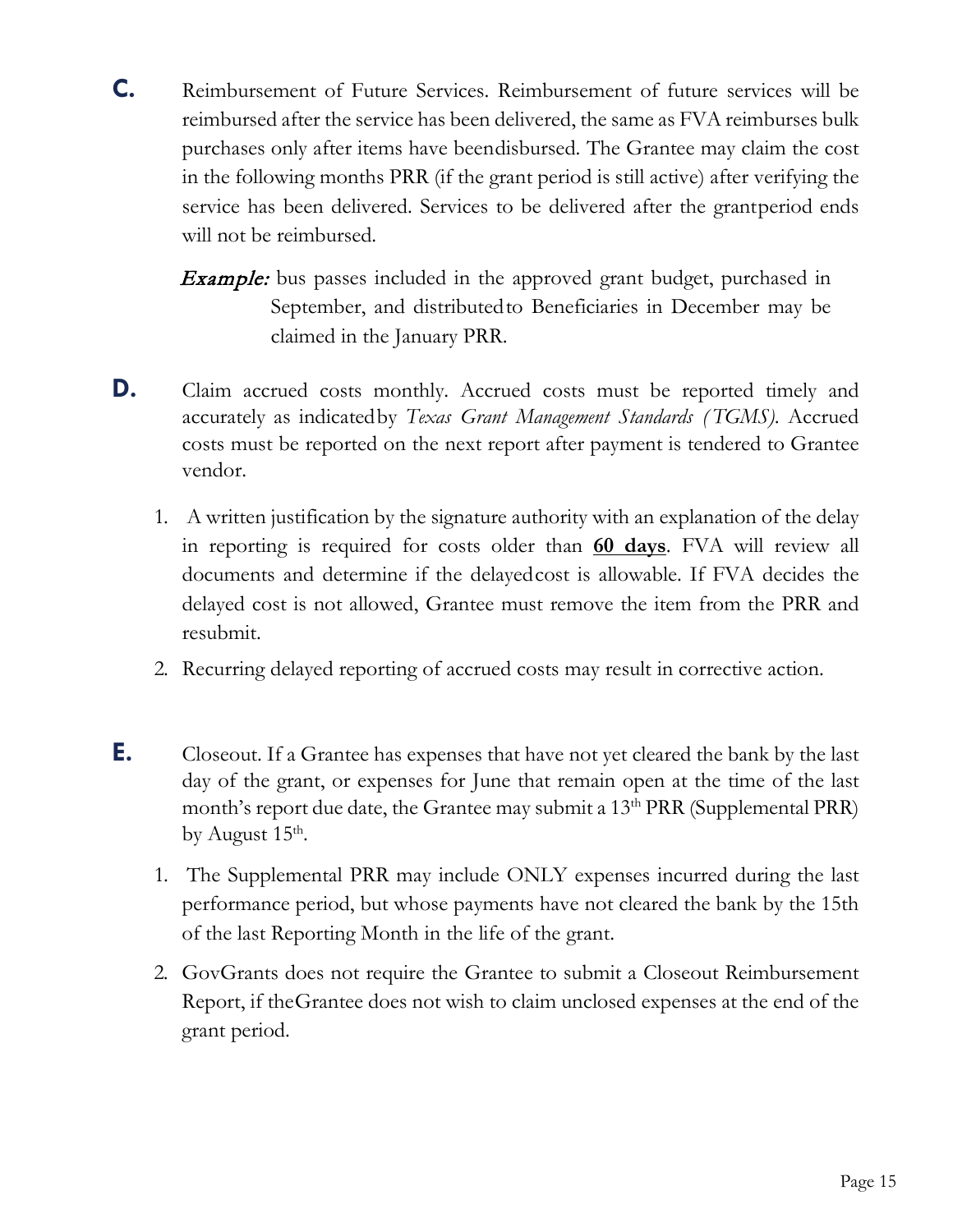**C.** Reimbursement of Future Services. Reimbursement of future services will be reimbursed after the service has been delivered, the same as FVA reimburses bulk purchases only after items have beendisbursed. The Grantee may claim the cost in the following months PRR (if the grant period is still active) after verifying the service has been delivered. Services to be delivered after the grantperiod ends will not be reimbursed.

> ***Example:*** bus passes included in the approved grant budget, purchased in September, and distributedto Beneficiaries in December may be claimed in the January PRR.

**D.** Claim accrued costs monthly. Accrued costs must be reported timely and accurately as indicatedby *Texas Grant Management Standards (TGMS)*. Accrued costs must be reported on the next report after payment is tendered to Grantee vendor.

1. A written justification by the signature authority with an explanation of the delay in reporting is required for costs older than **<u>60 days</u>**. FVA will review all documents and determine if the delayedcost is allowable. If FVA decides the delayed cost is not allowed, Grantee must remove the item from the PRR and resubmit.
2. Recurring delayed reporting of accrued costs may result in corrective action.

**E.** Closeout. If a Grantee has expenses that have not yet cleared the bank by the last day of the grant, or expenses for June that remain open at the time of the last month's report due date, the Grantee may submit a 13th PRR (Supplemental PRR) by August 15th.

1. The Supplemental PRR may include ONLY expenses incurred during the last performance period, but whose payments have not cleared the bank by the 15th of the last Reporting Month in the life of the grant.
2. GovGrants does not require the Grantee to submit a Closeout Reimbursement Report, if theGrantee does not wish to claim unclosed expenses at the end of the grant period.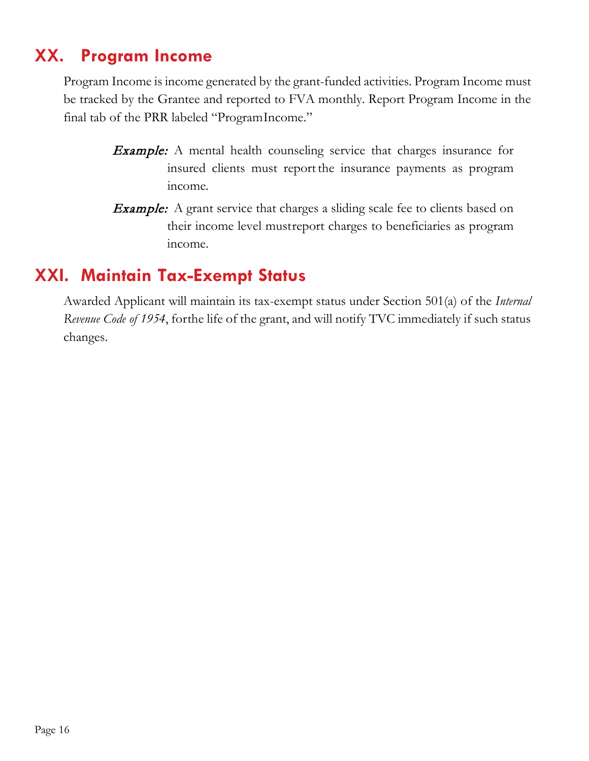## XX. Program Income

Program Income is income generated by the grant-funded activities. Program Income must be tracked by the Grantee and reported to FVA monthly. Report Program Income in the final tab of the PRR labeled "ProgramIncome."

> ***Example:*** A mental health counseling service that charges insurance for insured clients must report the insurance payments as program income.

> ***Example:*** A grant service that charges a sliding scale fee to clients based on their income level mustreport charges to beneficiaries as program income.

## XXI. Maintain Tax-Exempt Status

Awarded Applicant will maintain its tax-exempt status under Section 501(a) of the *Internal Revenue Code of 1954*, forthe life of the grant, and will notify TVC immediately if such status changes.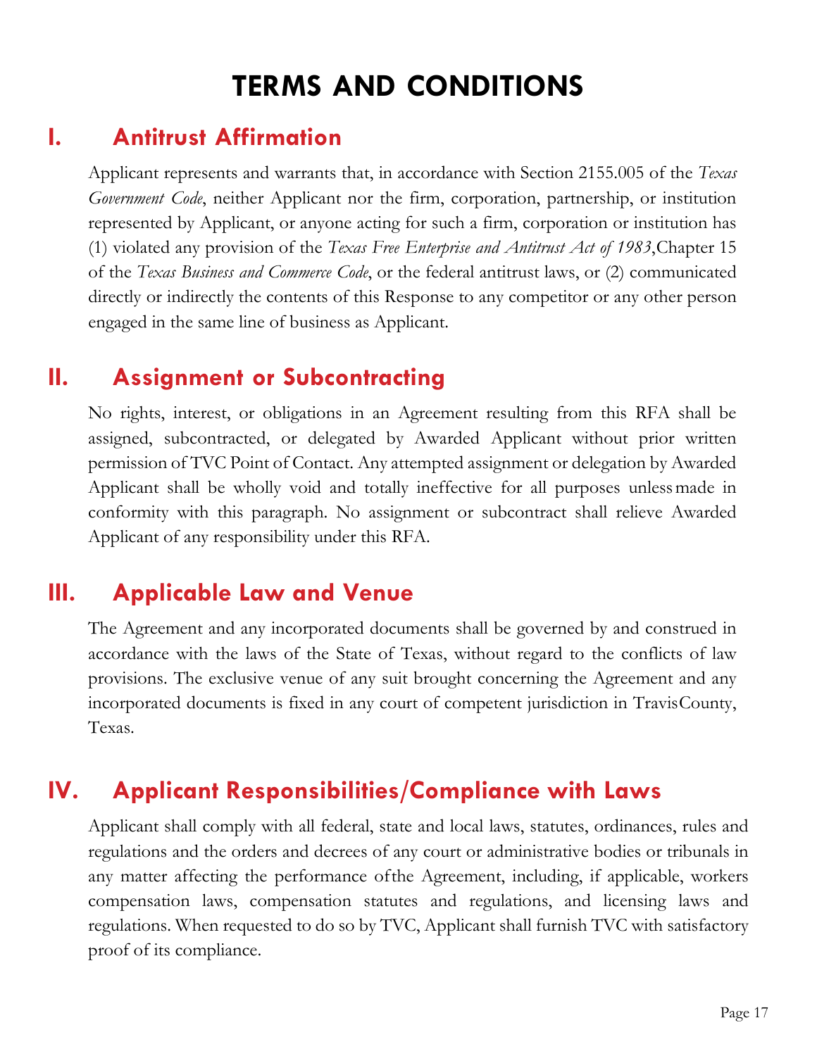# TERMS AND CONDITIONS

## I. Antitrust Affirmation

Applicant represents and warrants that, in accordance with Section 2155.005 of the *Texas Government Code*, neither Applicant nor the firm, corporation, partnership, or institution represented by Applicant, or anyone acting for such a firm, corporation or institution has (1) violated any provision of the *Texas Free Enterprise and Antitrust Act of 1983*,Chapter 15 of the *Texas Business and Commerce Code*, or the federal antitrust laws, or (2) communicated directly or indirectly the contents of this Response to any competitor or any other person engaged in the same line of business as Applicant.

## II. Assignment or Subcontracting

No rights, interest, or obligations in an Agreement resulting from this RFA shall be assigned, subcontracted, or delegated by Awarded Applicant without prior written permission of TVC Point of Contact. Any attempted assignment or delegation by Awarded Applicant shall be wholly void and totally ineffective for all purposes unless made in conformity with this paragraph. No assignment or subcontract shall relieve Awarded Applicant of any responsibility under this RFA.

## III. Applicable Law and Venue

The Agreement and any incorporated documents shall be governed by and construed in accordance with the laws of the State of Texas, without regard to the conflicts of law provisions. The exclusive venue of any suit brought concerning the Agreement and any incorporated documents is fixed in any court of competent jurisdiction in Travis County, Texas.

## IV. Applicant Responsibilities/Compliance with Laws

Applicant shall comply with all federal, state and local laws, statutes, ordinances, rules and regulations and the orders and decrees of any court or administrative bodies or tribunals in any matter affecting the performance of the Agreement, including, if applicable, workers compensation laws, compensation statutes and regulations, and licensing laws and regulations. When requested to do so by TVC, Applicant shall furnish TVC with satisfactory proof of its compliance.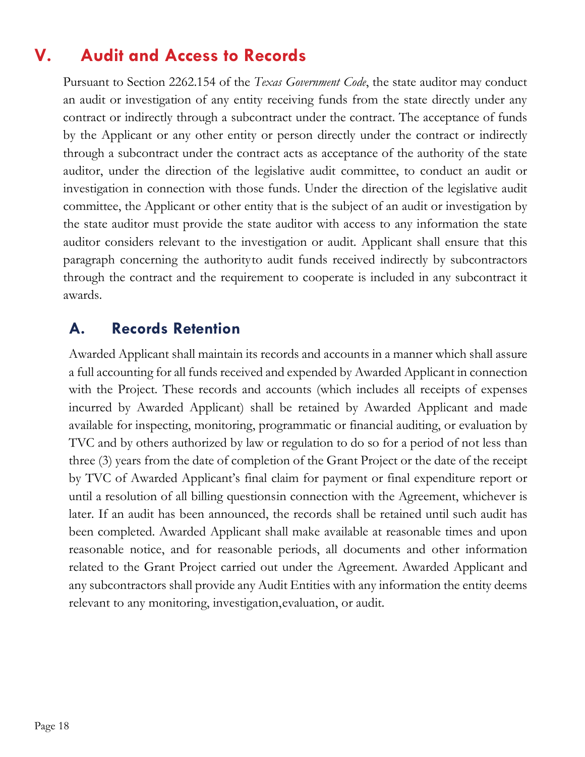## V. Audit and Access to Records

Pursuant to Section 2262.154 of the *Texas Government Code*, the state auditor may conduct an audit or investigation of any entity receiving funds from the state directly under any contract or indirectly through a subcontract under the contract. The acceptance of funds by the Applicant or any other entity or person directly under the contract or indirectly through a subcontract under the contract acts as acceptance of the authority of the state auditor, under the direction of the legislative audit committee, to conduct an audit or investigation in connection with those funds. Under the direction of the legislative audit committee, the Applicant or other entity that is the subject of an audit or investigation by the state auditor must provide the state auditor with access to any information the state auditor considers relevant to the investigation or audit. Applicant shall ensure that this paragraph concerning the authorityto audit funds received indirectly by subcontractors through the contract and the requirement to cooperate is included in any subcontract it awards.

### A. Records Retention

Awarded Applicant shall maintain its records and accounts in a manner which shall assure a full accounting for all funds received and expended by Awarded Applicant in connection with the Project. These records and accounts (which includes all receipts of expenses incurred by Awarded Applicant) shall be retained by Awarded Applicant and made available for inspecting, monitoring, programmatic or financial auditing, or evaluation by TVC and by others authorized by law or regulation to do so for a period of not less than three (3) years from the date of completion of the Grant Project or the date of the receipt by TVC of Awarded Applicant's final claim for payment or final expenditure report or until a resolution of all billing questionsin connection with the Agreement, whichever is later. If an audit has been announced, the records shall be retained until such audit has been completed. Awarded Applicant shall make available at reasonable times and upon reasonable notice, and for reasonable periods, all documents and other information related to the Grant Project carried out under the Agreement. Awarded Applicant and any subcontractors shall provide any Audit Entities with any information the entity deems relevant to any monitoring, investigation,evaluation, or audit.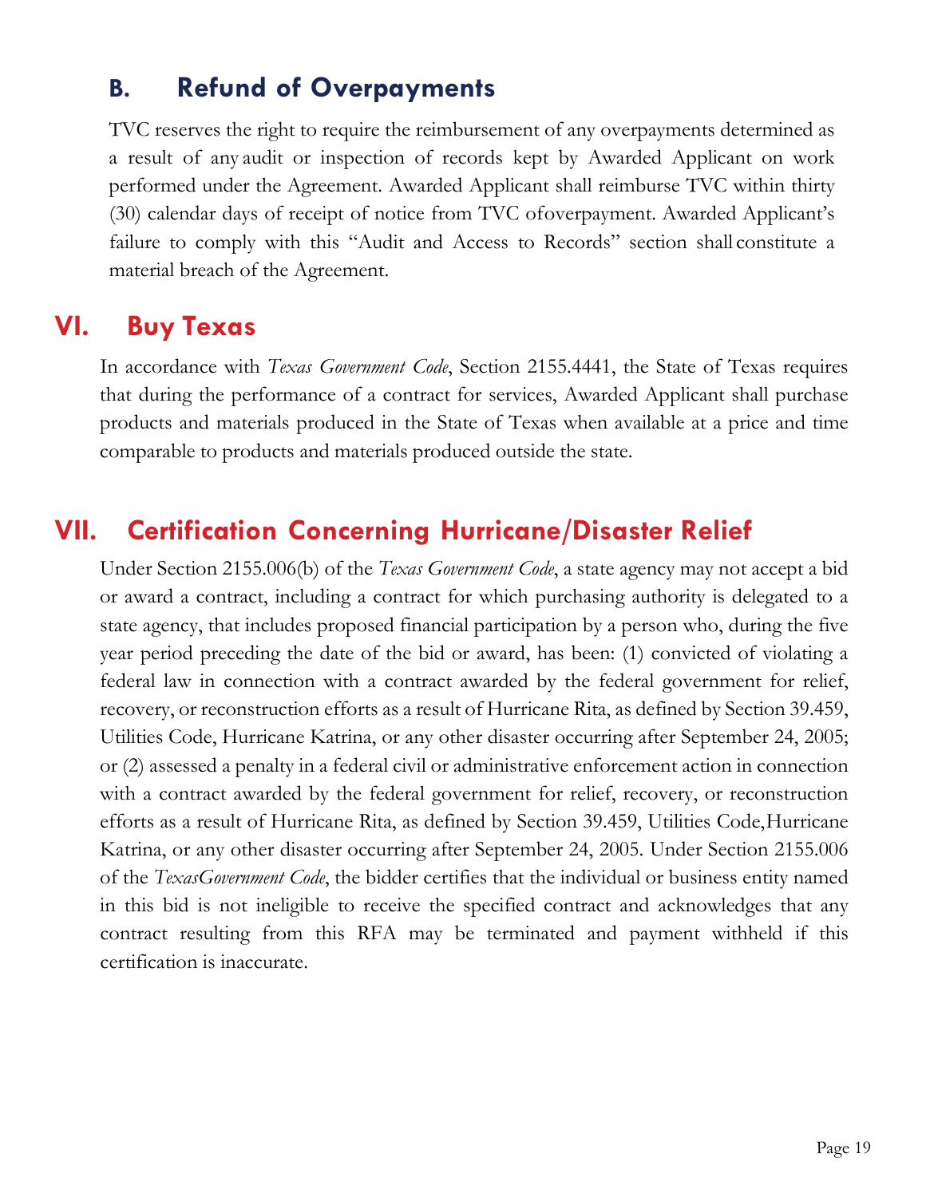### B. Refund of Overpayments

TVC reserves the right to require the reimbursement of any overpayments determined as a result of any audit or inspection of records kept by Awarded Applicant on work performed under the Agreement. Awarded Applicant shall reimburse TVC within thirty (30) calendar days of receipt of notice from TVC ofoverpayment. Awarded Applicant's failure to comply with this "Audit and Access to Records" section shall constitute a material breach of the Agreement.

## VI. Buy Texas

In accordance with *Texas Government Code*, Section 2155.4441, the State of Texas requires that during the performance of a contract for services, Awarded Applicant shall purchase products and materials produced in the State of Texas when available at a price and time comparable to products and materials produced outside the state.

## VII. Certification Concerning Hurricane/Disaster Relief

Under Section 2155.006(b) of the *Texas Government Code*, a state agency may not accept a bid or award a contract, including a contract for which purchasing authority is delegated to a state agency, that includes proposed financial participation by a person who, during the five year period preceding the date of the bid or award, has been: (1) convicted of violating a federal law in connection with a contract awarded by the federal government for relief, recovery, or reconstruction efforts as a result of Hurricane Rita, as defined by Section 39.459, Utilities Code, Hurricane Katrina, or any other disaster occurring after September 24, 2005; or (2) assessed a penalty in a federal civil or administrative enforcement action in connection with a contract awarded by the federal government for relief, recovery, or reconstruction efforts as a result of Hurricane Rita, as defined by Section 39.459, Utilities Code,Hurricane Katrina, or any other disaster occurring after September 24, 2005. Under Section 2155.006 of the *TexasGovernment Code*, the bidder certifies that the individual or business entity named in this bid is not ineligible to receive the specified contract and acknowledges that any contract resulting from this RFA may be terminated and payment withheld if this certification is inaccurate.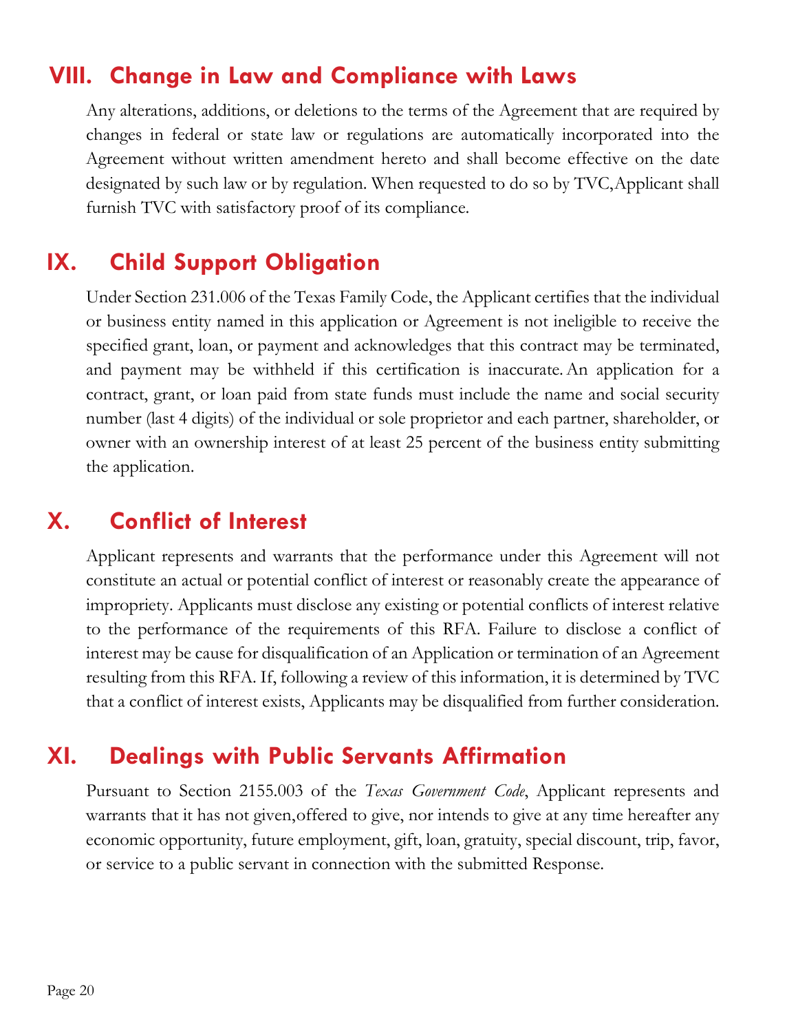## VIII. Change in Law and Compliance with Laws

Any alterations, additions, or deletions to the terms of the Agreement that are required by changes in federal or state law or regulations are automatically incorporated into the Agreement without written amendment hereto and shall become effective on the date designated by such law or by regulation. When requested to do so by TVC,Applicant shall furnish TVC with satisfactory proof of its compliance.

## IX. Child Support Obligation

Under Section 231.006 of the Texas Family Code, the Applicant certifies that the individual or business entity named in this application or Agreement is not ineligible to receive the specified grant, loan, or payment and acknowledges that this contract may be terminated, and payment may be withheld if this certification is inaccurate. An application for a contract, grant, or loan paid from state funds must include the name and social security number (last 4 digits) of the individual or sole proprietor and each partner, shareholder, or owner with an ownership interest of at least 25 percent of the business entity submitting the application.

## X. Conflict of Interest

Applicant represents and warrants that the performance under this Agreement will not constitute an actual or potential conflict of interest or reasonably create the appearance of impropriety. Applicants must disclose any existing or potential conflicts of interest relative to the performance of the requirements of this RFA. Failure to disclose a conflict of interest may be cause for disqualification of an Application or termination of an Agreement resulting from this RFA. If, following a review of this information, it is determined by TVC that a conflict of interest exists, Applicants may be disqualified from further consideration.

## XI. Dealings with Public Servants Affirmation

Pursuant to Section 2155.003 of the *Texas Government Code*, Applicant represents and warrants that it has not given,offered to give, nor intends to give at any time hereafter any economic opportunity, future employment, gift, loan, gratuity, special discount, trip, favor, or service to a public servant in connection with the submitted Response.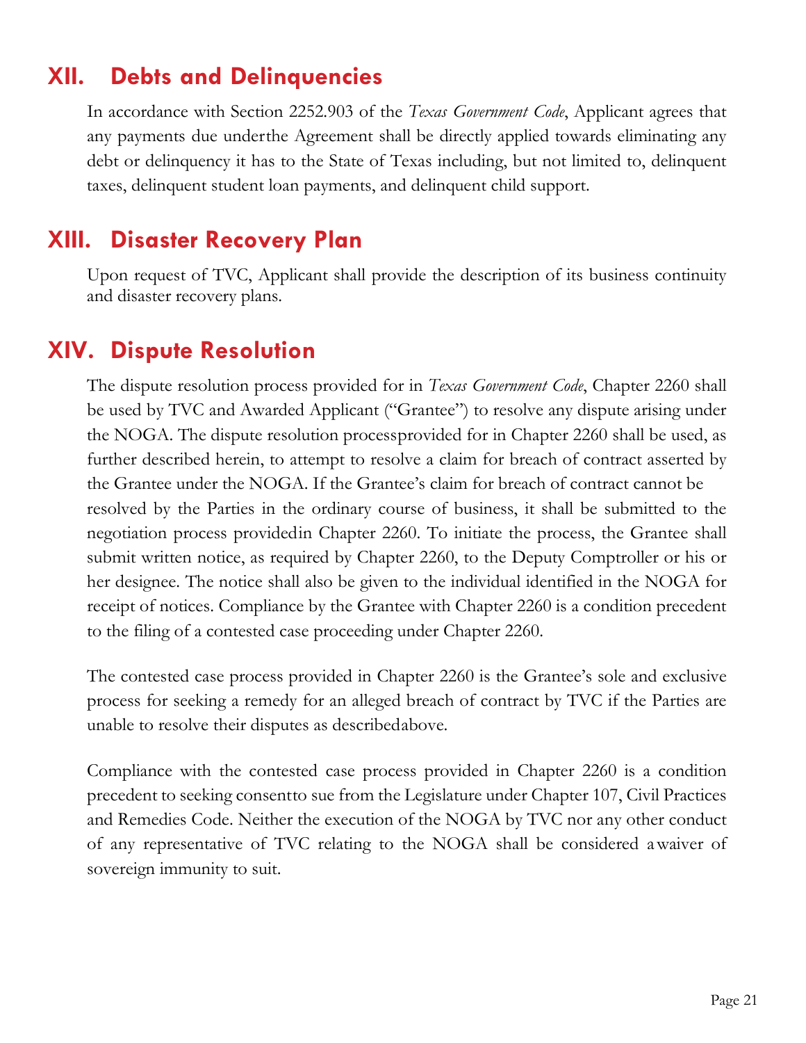## XII. Debts and Delinquencies

In accordance with Section 2252.903 of the *Texas Government Code*, Applicant agrees that any payments due underthe Agreement shall be directly applied towards eliminating any debt or delinquency it has to the State of Texas including, but not limited to, delinquent taxes, delinquent student loan payments, and delinquent child support.

## XIII. Disaster Recovery Plan

Upon request of TVC, Applicant shall provide the description of its business continuity and disaster recovery plans.

## XIV. Dispute Resolution

The dispute resolution process provided for in *Texas Government Code*, Chapter 2260 shall be used by TVC and Awarded Applicant ("Grantee") to resolve any dispute arising under the NOGA. The dispute resolution processprovided for in Chapter 2260 shall be used, as further described herein, to attempt to resolve a claim for breach of contract asserted by the Grantee under the NOGA. If the Grantee's claim for breach of contract cannot be resolved by the Parties in the ordinary course of business, it shall be submitted to the negotiation process providedin Chapter 2260. To initiate the process, the Grantee shall submit written notice, as required by Chapter 2260, to the Deputy Comptroller or his or her designee. The notice shall also be given to the individual identified in the NOGA for receipt of notices. Compliance by the Grantee with Chapter 2260 is a condition precedent to the filing of a contested case proceeding under Chapter 2260.

The contested case process provided in Chapter 2260 is the Grantee's sole and exclusive process for seeking a remedy for an alleged breach of contract by TVC if the Parties are unable to resolve their disputes as describedabove.

Compliance with the contested case process provided in Chapter 2260 is a condition precedent to seeking consentto sue from the Legislature under Chapter 107, Civil Practices and Remedies Code. Neither the execution of the NOGA by TVC nor any other conduct of any representative of TVC relating to the NOGA shall be considered awaiver of sovereign immunity to suit.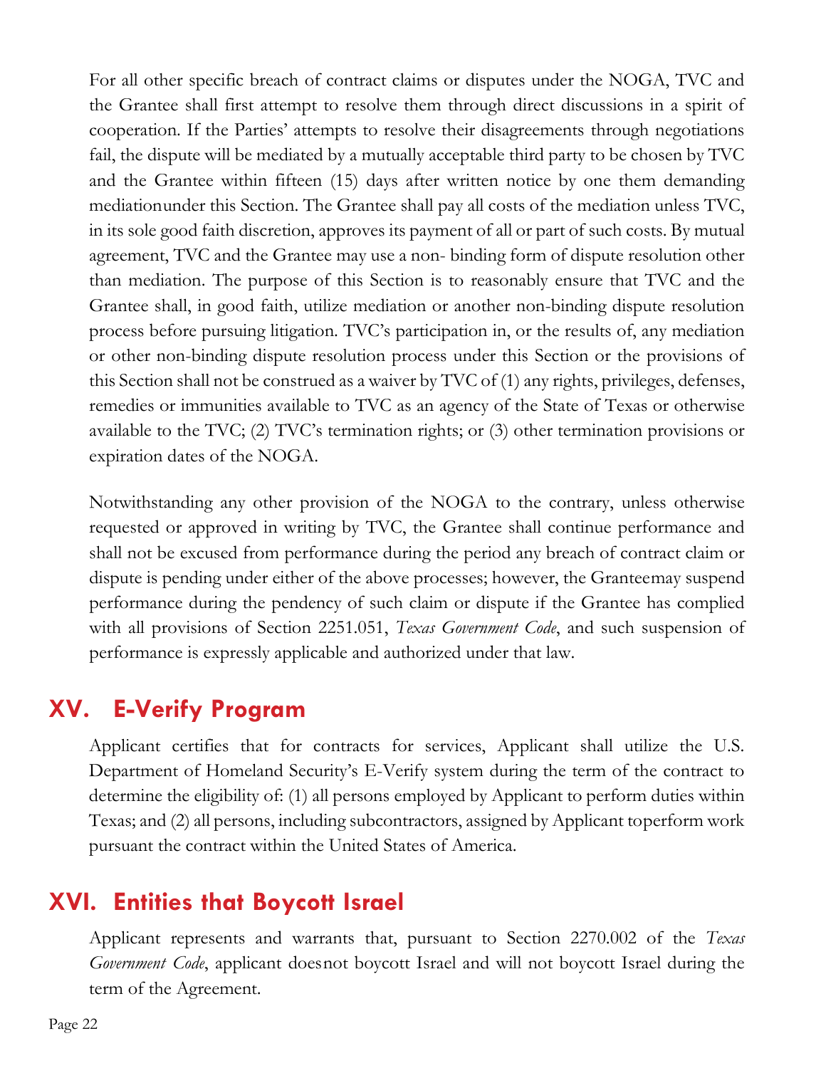For all other specific breach of contract claims or disputes under the NOGA, TVC and the Grantee shall first attempt to resolve them through direct discussions in a spirit of cooperation. If the Parties' attempts to resolve their disagreements through negotiations fail, the dispute will be mediated by a mutually acceptable third party to be chosen by TVC and the Grantee within fifteen (15) days after written notice by one them demanding mediationunder this Section. The Grantee shall pay all costs of the mediation unless TVC, in its sole good faith discretion, approves its payment of all or part of such costs. By mutual agreement, TVC and the Grantee may use a non- binding form of dispute resolution other than mediation. The purpose of this Section is to reasonably ensure that TVC and the Grantee shall, in good faith, utilize mediation or another non-binding dispute resolution process before pursuing litigation. TVC's participation in, or the results of, any mediation or other non-binding dispute resolution process under this Section or the provisions of this Section shall not be construed as a waiver by TVC of (1) any rights, privileges, defenses, remedies or immunities available to TVC as an agency of the State of Texas or otherwise available to the TVC; (2) TVC's termination rights; or (3) other termination provisions or expiration dates of the NOGA.

Notwithstanding any other provision of the NOGA to the contrary, unless otherwise requested or approved in writing by TVC, the Grantee shall continue performance and shall not be excused from performance during the period any breach of contract claim or dispute is pending under either of the above processes; however, the Granteemay suspend performance during the pendency of such claim or dispute if the Grantee has complied with all provisions of Section 2251.051, *Texas Government Code*, and such suspension of performance is expressly applicable and authorized under that law.

## XV. E-Verify Program

Applicant certifies that for contracts for services, Applicant shall utilize the U.S. Department of Homeland Security's E-Verify system during the term of the contract to determine the eligibility of: (1) all persons employed by Applicant to perform duties within Texas; and (2) all persons, including subcontractors, assigned by Applicant toperform work pursuant the contract within the United States of America.

## XVI. Entities that Boycott Israel

Applicant represents and warrants that, pursuant to Section 2270.002 of the *Texas Government Code*, applicant doesnot boycott Israel and will not boycott Israel during the term of the Agreement.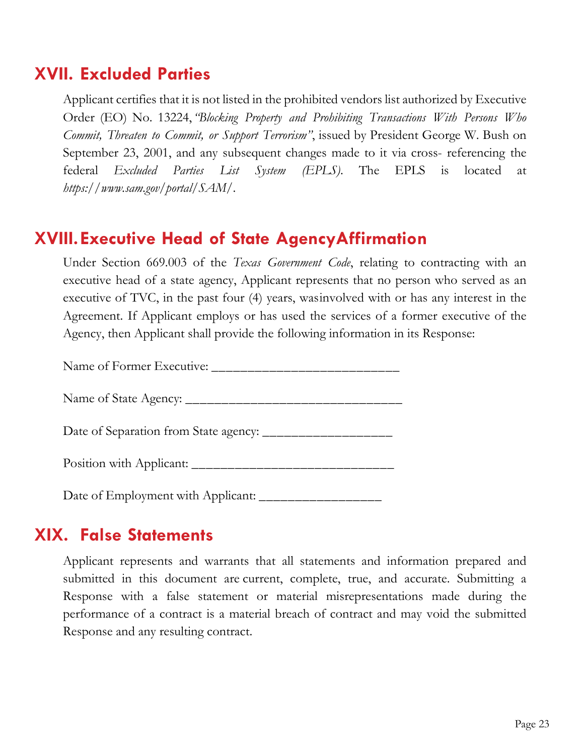## XVII. Excluded Parties

Applicant certifies that it is not listed in the prohibited vendors list authorized by Executive Order (EO) No. 13224, *"Blocking Property and Prohibiting Transactions With Persons Who Commit, Threaten to Commit, or Support Terrorism"*, issued by President George W. Bush on September 23, 2001, and any subsequent changes made to it via cross- referencing the federal *Excluded Parties List System (EPLS)*. The EPLS is located at *https://www.sam.gov/portal/SAM/*.

## XVIII. Executive Head of State AgencyAffirmation

Under Section 669.003 of the *Texas Government Code*, relating to contracting with an executive head of a state agency, Applicant represents that no person who served as an executive of TVC, in the past four (4) years, wasinvolved with or has any interest in the Agreement. If Applicant employs or has used the services of a former executive of the Agency, then Applicant shall provide the following information in its Response:

Name of Former Executive: ___________________________

Name of State Agency: _______________________________

Date of Separation from State agency: __________________

Position with Applicant: _____________________________

Date of Employment with Applicant: _________________

## XIX. False Statements

Applicant represents and warrants that all statements and information prepared and submitted in this document are current, complete, true, and accurate. Submitting a Response with a false statement or material misrepresentations made during the performance of a contract is a material breach of contract and may void the submitted Response and any resulting contract.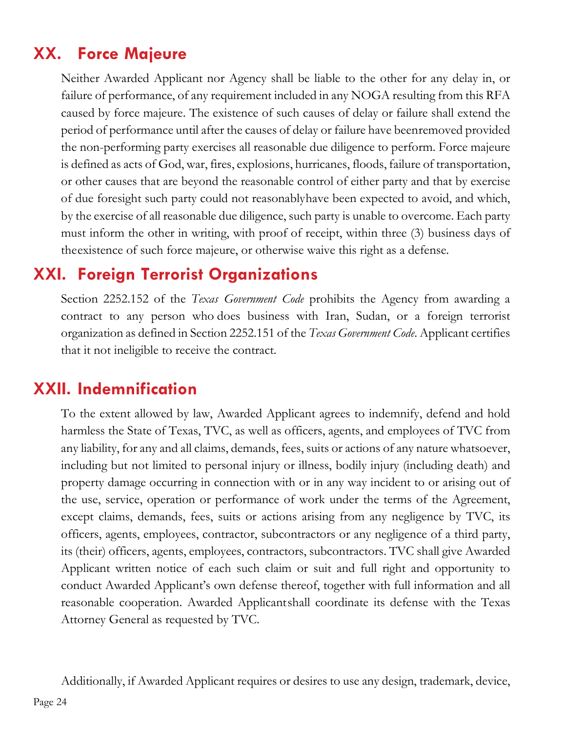## XX. Force Majeure

Neither Awarded Applicant nor Agency shall be liable to the other for any delay in, or failure of performance, of any requirement included in any NOGA resulting from this RFA caused by force majeure. The existence of such causes of delay or failure shall extend the period of performance until after the causes of delay or failure have beenremoved provided the non-performing party exercises all reasonable due diligence to perform. Force majeure is defined as acts of God, war, fires, explosions, hurricanes, floods, failure of transportation, or other causes that are beyond the reasonable control of either party and that by exercise of due foresight such party could not reasonablyhave been expected to avoid, and which, by the exercise of all reasonable due diligence, such party is unable to overcome. Each party must inform the other in writing, with proof of receipt, within three (3) business days of theexistence of such force majeure, or otherwise waive this right as a defense.

## XXI. Foreign Terrorist Organizations

Section 2252.152 of the *Texas Government Code* prohibits the Agency from awarding a contract to any person who does business with Iran, Sudan, or a foreign terrorist organization as defined in Section 2252.151 of the *Texas Government Code*. Applicant certifies that it not ineligible to receive the contract.

## XXII. Indemnification

To the extent allowed by law, Awarded Applicant agrees to indemnify, defend and hold harmless the State of Texas, TVC, as well as officers, agents, and employees of TVC from any liability, for any and all claims, demands, fees, suits or actions of any nature whatsoever, including but not limited to personal injury or illness, bodily injury (including death) and property damage occurring in connection with or in any way incident to or arising out of the use, service, operation or performance of work under the terms of the Agreement, except claims, demands, fees, suits or actions arising from any negligence by TVC, its officers, agents, employees, contractor, subcontractors or any negligence of a third party, its (their) officers, agents, employees, contractors, subcontractors. TVC shall give Awarded Applicant written notice of each such claim or suit and full right and opportunity to conduct Awarded Applicant's own defense thereof, together with full information and all reasonable cooperation. Awarded Applicantshall coordinate its defense with the Texas Attorney General as requested by TVC.

Additionally, if Awarded Applicant requires or desires to use any design, trademark, device,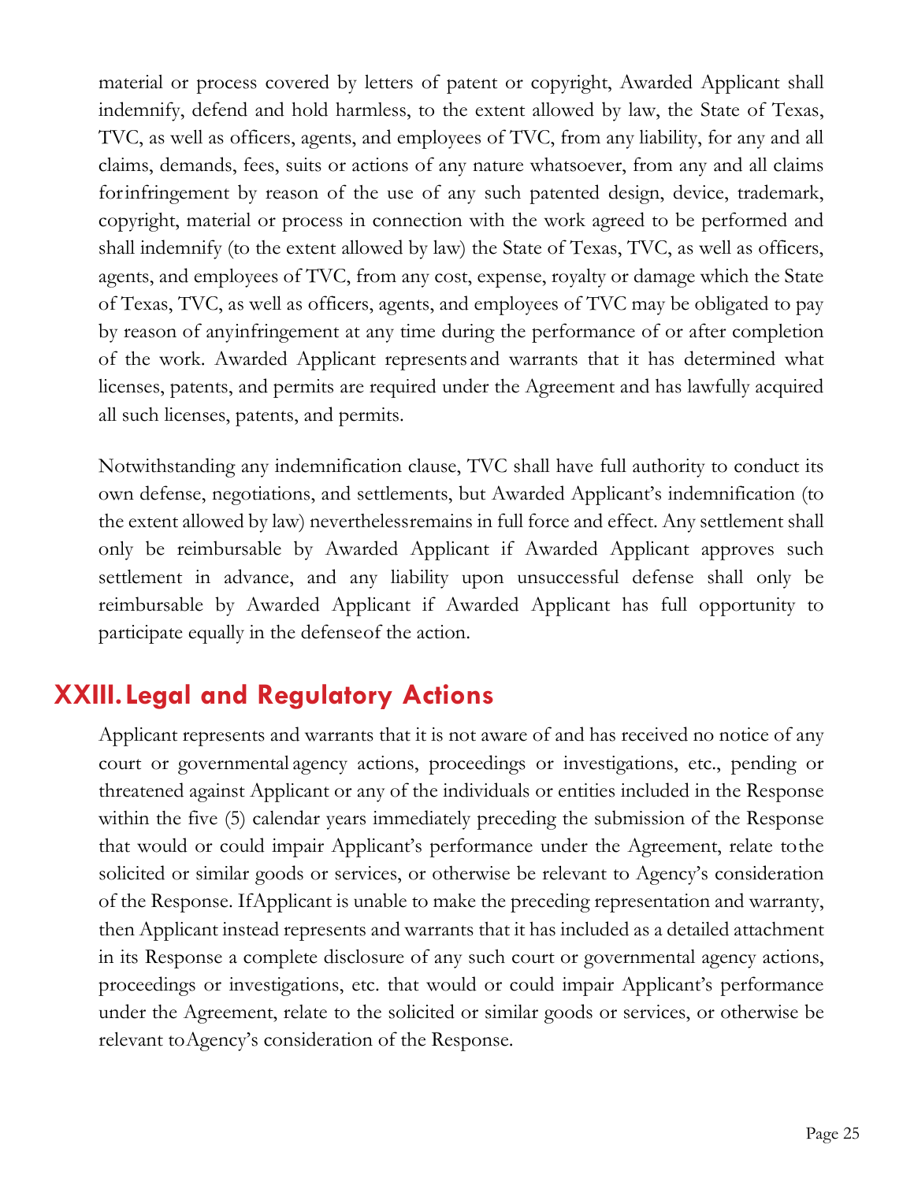material or process covered by letters of patent or copyright, Awarded Applicant shall indemnify, defend and hold harmless, to the extent allowed by law, the State of Texas, TVC, as well as officers, agents, and employees of TVC, from any liability, for any and all claims, demands, fees, suits or actions of any nature whatsoever, from any and all claims for infringement by reason of the use of any such patented design, device, trademark, copyright, material or process in connection with the work agreed to be performed and shall indemnify (to the extent allowed by law) the State of Texas, TVC, as well as officers, agents, and employees of TVC, from any cost, expense, royalty or damage which the State of Texas, TVC, as well as officers, agents, and employees of TVC may be obligated to pay by reason of any infringement at any time during the performance of or after completion of the work. Awarded Applicant represents and warrants that it has determined what licenses, patents, and permits are required under the Agreement and has lawfully acquired all such licenses, patents, and permits.

Notwithstanding any indemnification clause, TVC shall have full authority to conduct its own defense, negotiations, and settlements, but Awarded Applicant's indemnification (to the extent allowed by law) nevertheless remains in full force and effect. Any settlement shall only be reimbursable by Awarded Applicant if Awarded Applicant approves such settlement in advance, and any liability upon unsuccessful defense shall only be reimbursable by Awarded Applicant if Awarded Applicant has full opportunity to participate equally in the defense of the action.

## XXIII. Legal and Regulatory Actions

Applicant represents and warrants that it is not aware of and has received no notice of any court or governmental agency actions, proceedings or investigations, etc., pending or threatened against Applicant or any of the individuals or entities included in the Response within the five (5) calendar years immediately preceding the submission of the Response that would or could impair Applicant's performance under the Agreement, relate to the solicited or similar goods or services, or otherwise be relevant to Agency's consideration of the Response. If Applicant is unable to make the preceding representation and warranty, then Applicant instead represents and warrants that it has included as a detailed attachment in its Response a complete disclosure of any such court or governmental agency actions, proceedings or investigations, etc. that would or could impair Applicant's performance under the Agreement, relate to the solicited or similar goods or services, or otherwise be relevant to Agency's consideration of the Response.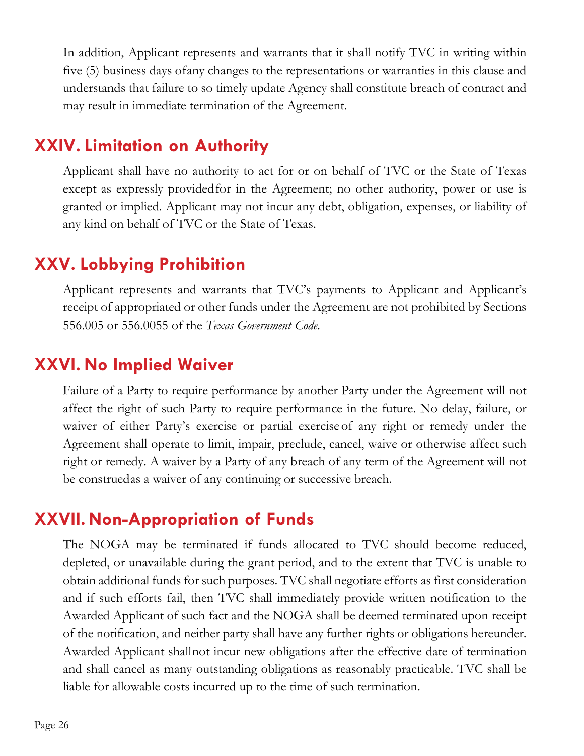In addition, Applicant represents and warrants that it shall notify TVC in writing within five (5) business days ofany changes to the representations or warranties in this clause and understands that failure to so timely update Agency shall constitute breach of contract and may result in immediate termination of the Agreement.

## XXIV. Limitation on Authority

Applicant shall have no authority to act for or on behalf of TVC or the State of Texas except as expressly providedfor in the Agreement; no other authority, power or use is granted or implied. Applicant may not incur any debt, obligation, expenses, or liability of any kind on behalf of TVC or the State of Texas.

## XXV. Lobbying Prohibition

Applicant represents and warrants that TVC's payments to Applicant and Applicant's receipt of appropriated or other funds under the Agreement are not prohibited by Sections 556.005 or 556.0055 of the *Texas Government Code*.

## XXVI. No Implied Waiver

Failure of a Party to require performance by another Party under the Agreement will not affect the right of such Party to require performance in the future. No delay, failure, or waiver of either Party's exercise or partial exercise of any right or remedy under the Agreement shall operate to limit, impair, preclude, cancel, waive or otherwise affect such right or remedy. A waiver by a Party of any breach of any term of the Agreement will not be construedas a waiver of any continuing or successive breach.

## XXVII. Non-Appropriation of Funds

The NOGA may be terminated if funds allocated to TVC should become reduced, depleted, or unavailable during the grant period, and to the extent that TVC is unable to obtain additional funds for such purposes. TVC shall negotiate efforts as first consideration and if such efforts fail, then TVC shall immediately provide written notification to the Awarded Applicant of such fact and the NOGA shall be deemed terminated upon receipt of the notification, and neither party shall have any further rights or obligations hereunder. Awarded Applicant shallnot incur new obligations after the effective date of termination and shall cancel as many outstanding obligations as reasonably practicable. TVC shall be liable for allowable costs incurred up to the time of such termination.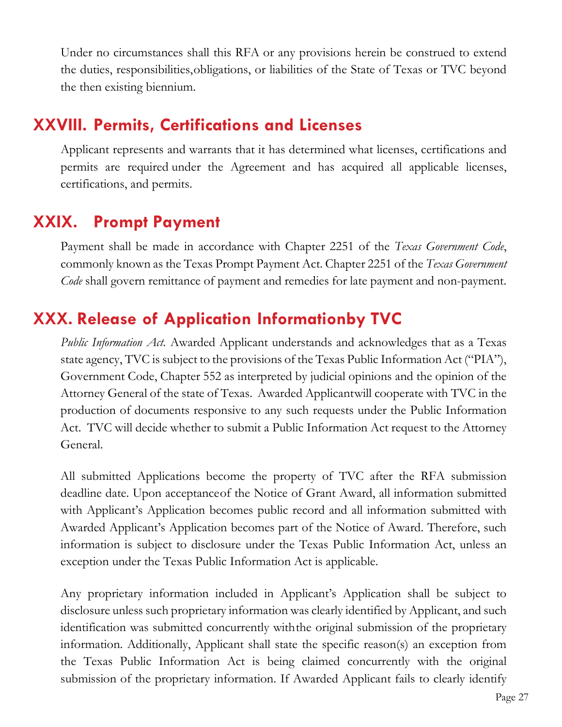Under no circumstances shall this RFA or any provisions herein be construed to extend the duties, responsibilities,obligations, or liabilities of the State of Texas or TVC beyond the then existing biennium.

## XXVIII. Permits, Certifications and Licenses

Applicant represents and warrants that it has determined what licenses, certifications and permits are required under the Agreement and has acquired all applicable licenses, certifications, and permits.

## XXIX. Prompt Payment

Payment shall be made in accordance with Chapter 2251 of the *Texas Government Code*, commonly known as the Texas Prompt Payment Act. Chapter 2251 of the *Texas Government Code* shall govern remittance of payment and remedies for late payment and non-payment.

## XXX. Release of Application Informationby TVC

*Public Information Act.* Awarded Applicant understands and acknowledges that as a Texas state agency, TVC is subject to the provisions of the Texas Public Information Act ("PIA"), Government Code, Chapter 552 as interpreted by judicial opinions and the opinion of the Attorney General of the state of Texas. Awarded Applicantwill cooperate with TVC in the production of documents responsive to any such requests under the Public Information Act. TVC will decide whether to submit a Public Information Act request to the Attorney General.

All submitted Applications become the property of TVC after the RFA submission deadline date. Upon acceptanceof the Notice of Grant Award, all information submitted with Applicant's Application becomes public record and all information submitted with Awarded Applicant's Application becomes part of the Notice of Award. Therefore, such information is subject to disclosure under the Texas Public Information Act, unless an exception under the Texas Public Information Act is applicable.

Any proprietary information included in Applicant's Application shall be subject to disclosure unless such proprietary information was clearly identified by Applicant, and such identification was submitted concurrently withthe original submission of the proprietary information. Additionally, Applicant shall state the specific reason(s) an exception from the Texas Public Information Act is being claimed concurrently with the original submission of the proprietary information. If Awarded Applicant fails to clearly identify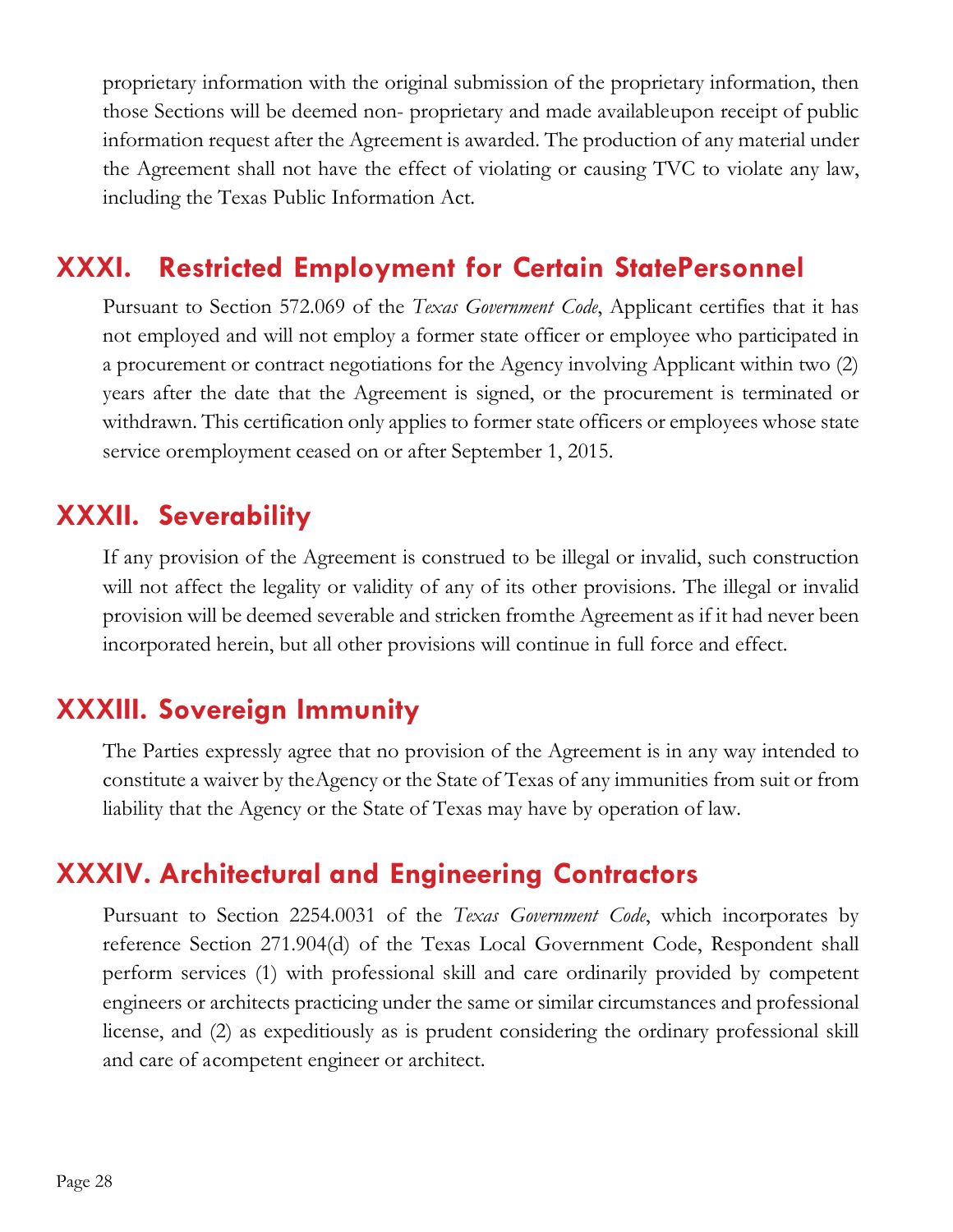proprietary information with the original submission of the proprietary information, then those Sections will be deemed non- proprietary and made availableupon receipt of public information request after the Agreement is awarded. The production of any material under the Agreement shall not have the effect of violating or causing TVC to violate any law, including the Texas Public Information Act.

## XXXI. Restricted Employment for Certain StatePersonnel

Pursuant to Section 572.069 of the *Texas Government Code*, Applicant certifies that it has not employed and will not employ a former state officer or employee who participated in a procurement or contract negotiations for the Agency involving Applicant within two (2) years after the date that the Agreement is signed, or the procurement is terminated or withdrawn. This certification only applies to former state officers or employees whose state service oremployment ceased on or after September 1, 2015.

## XXXII. Severability

If any provision of the Agreement is construed to be illegal or invalid, such construction will not affect the legality or validity of any of its other provisions. The illegal or invalid provision will be deemed severable and stricken fromthe Agreement as if it had never been incorporated herein, but all other provisions will continue in full force and effect.

## XXXIII. Sovereign Immunity

The Parties expressly agree that no provision of the Agreement is in any way intended to constitute a waiver by theAgency or the State of Texas of any immunities from suit or from liability that the Agency or the State of Texas may have by operation of law.

## XXXIV. Architectural and Engineering Contractors

Pursuant to Section 2254.0031 of the *Texas Government Code*, which incorporates by reference Section 271.904(d) of the Texas Local Government Code, Respondent shall perform services (1) with professional skill and care ordinarily provided by competent engineers or architects practicing under the same or similar circumstances and professional license, and (2) as expeditiously as is prudent considering the ordinary professional skill and care of acompetent engineer or architect.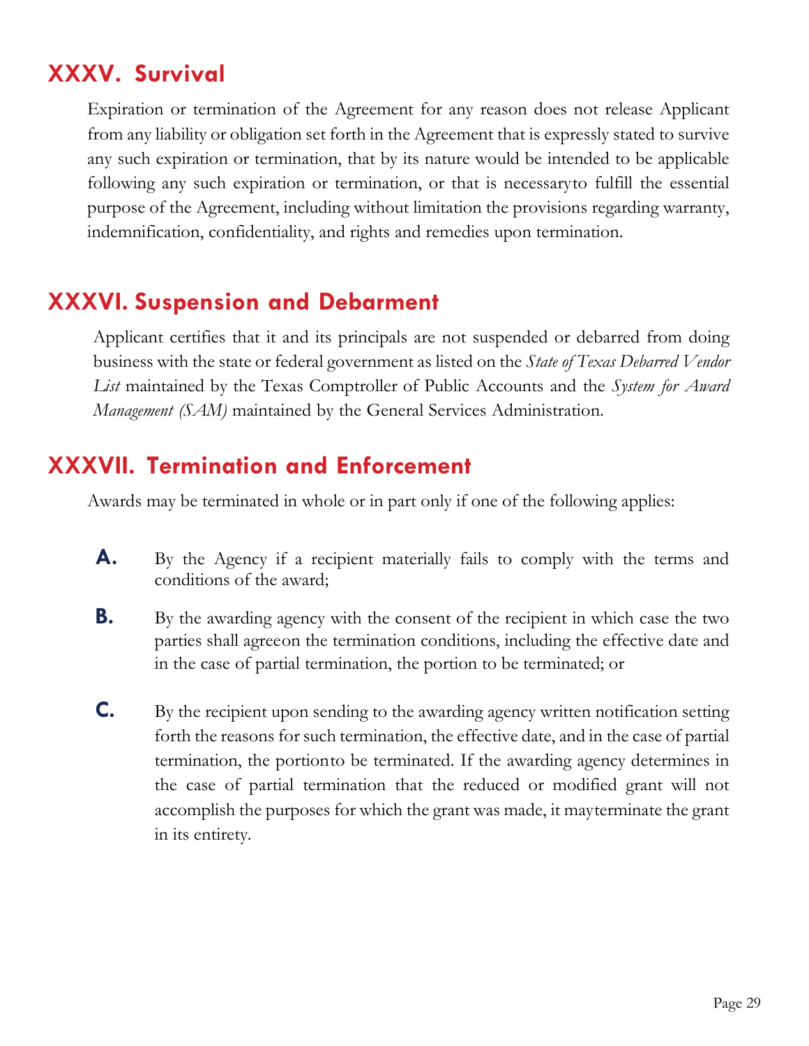## XXXV. Survival

Expiration or termination of the Agreement for any reason does not release Applicant from any liability or obligation set forth in the Agreement that is expressly stated to survive any such expiration or termination, that by its nature would be intended to be applicable following any such expiration or termination, or that is necessary to fulfill the essential purpose of the Agreement, including without limitation the provisions regarding warranty, indemnification, confidentiality, and rights and remedies upon termination.

## XXXVI. Suspension and Debarment

Applicant certifies that it and its principals are not suspended or debarred from doing business with the state or federal government as listed on the *State of Texas Debarred Vendor List* maintained by the Texas Comptroller of Public Accounts and the *System for Award Management (SAM)* maintained by the General Services Administration.

## XXXVII. Termination and Enforcement

Awards may be terminated in whole or in part only if one of the following applies:

**A.** By the Agency if a recipient materially fails to comply with the terms and conditions of the award;

**B.** By the awarding agency with the consent of the recipient in which case the two parties shall agree on the termination conditions, including the effective date and in the case of partial termination, the portion to be terminated; or

**C.** By the recipient upon sending to the awarding agency written notification setting forth the reasons for such termination, the effective date, and in the case of partial termination, the portion to be terminated. If the awarding agency determines in the case of partial termination that the reduced or modified grant will not accomplish the purposes for which the grant was made, it may terminate the grant in its entirety.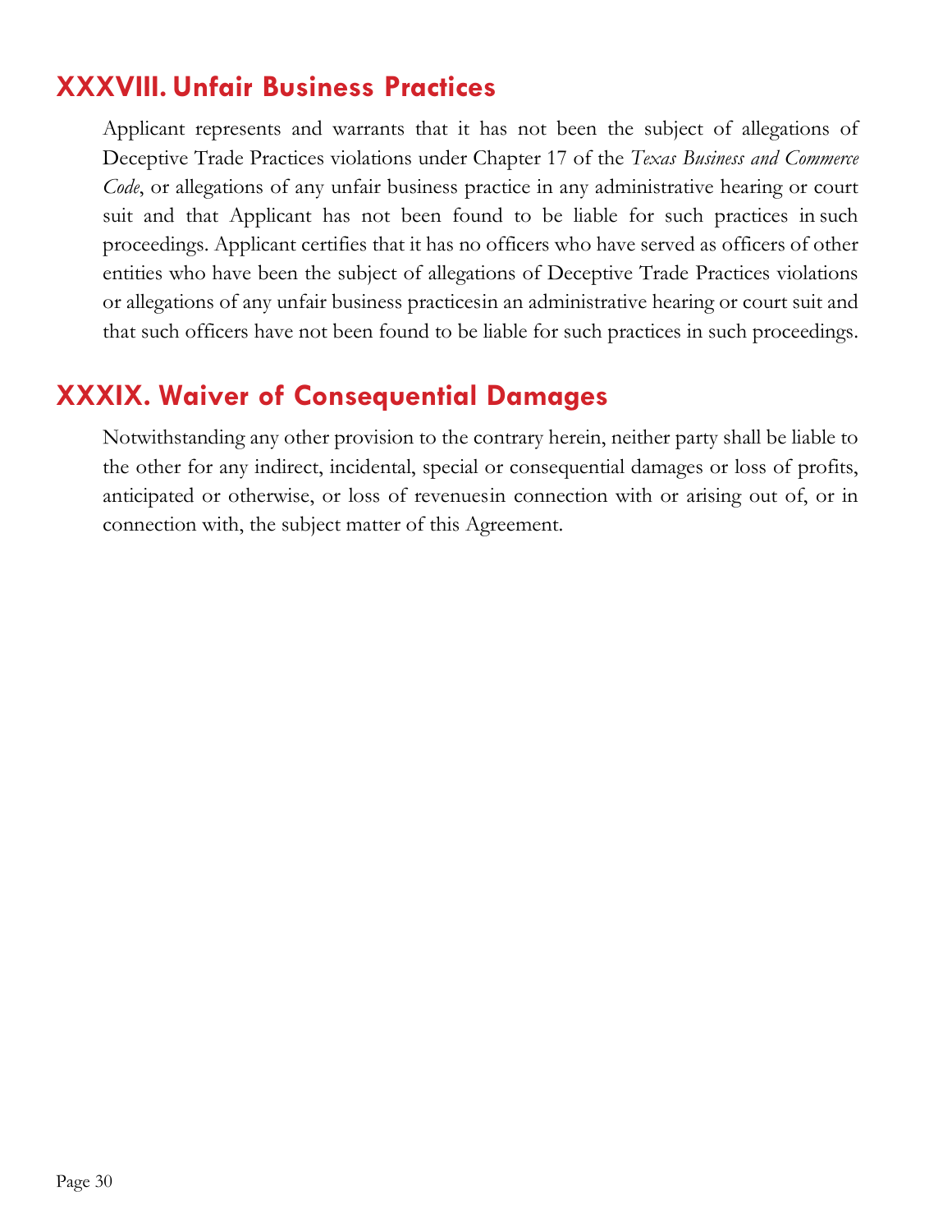## XXXVIII. Unfair Business Practices

Applicant represents and warrants that it has not been the subject of allegations of Deceptive Trade Practices violations under Chapter 17 of the *Texas Business and Commerce Code*, or allegations of any unfair business practice in any administrative hearing or court suit and that Applicant has not been found to be liable for such practices in such proceedings. Applicant certifies that it has no officers who have served as officers of other entities who have been the subject of allegations of Deceptive Trade Practices violations or allegations of any unfair business practicesin an administrative hearing or court suit and that such officers have not been found to be liable for such practices in such proceedings.

## XXXIX. Waiver of Consequential Damages

Notwithstanding any other provision to the contrary herein, neither party shall be liable to the other for any indirect, incidental, special or consequential damages or loss of profits, anticipated or otherwise, or loss of revenuesin connection with or arising out of, or in connection with, the subject matter of this Agreement.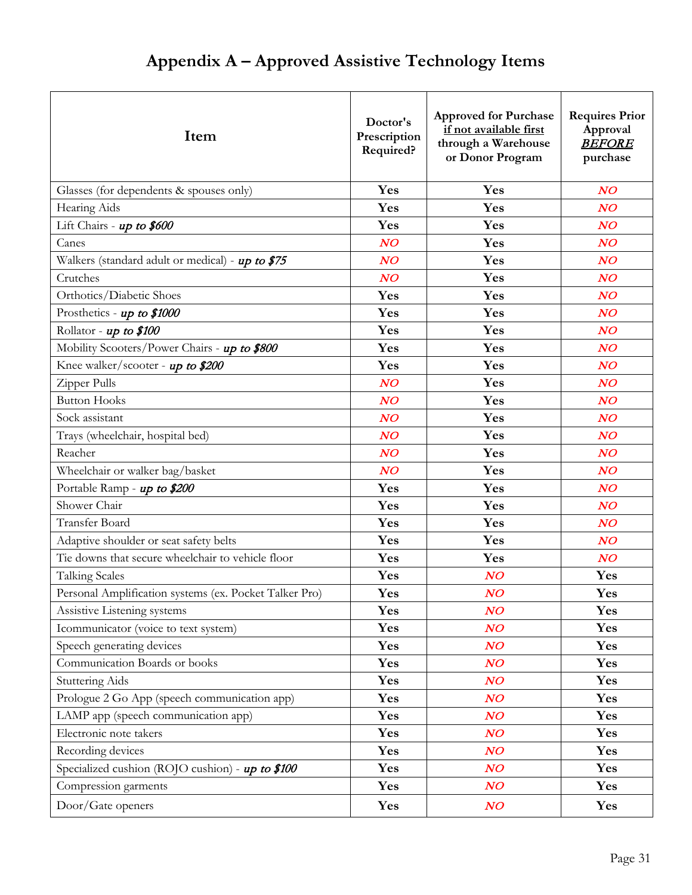# Appendix A – Approved Assistive Technology Items

| Item | Doctor's Prescription Required? | Approved for Purchase if not available first through a Warehouse or Donor Program | Requires Prior Approval ***BEFORE*** purchase |
|---|---|---|---|
| Glasses (for dependents & spouses only) | **Yes** | **Yes** | ***NO*** |
| Hearing Aids | **Yes** | **Yes** | ***NO*** |
| Lift Chairs - ***up to $600*** | **Yes** | **Yes** | ***NO*** |
| Canes | ***NO*** | **Yes** | ***NO*** |
| Walkers (standard adult or medical) - ***up to $75*** | ***NO*** | **Yes** | ***NO*** |
| Crutches | ***NO*** | **Yes** | ***NO*** |
| Orthotics/Diabetic Shoes | **Yes** | **Yes** | ***NO*** |
| Prosthetics - ***up to $1000*** | **Yes** | **Yes** | ***NO*** |
| Rollator - ***up to $100*** | **Yes** | **Yes** | ***NO*** |
| Mobility Scooters/Power Chairs - ***up to $800*** | **Yes** | **Yes** | ***NO*** |
| Knee walker/scooter - ***up to $200*** | **Yes** | **Yes** | ***NO*** |
| Zipper Pulls | ***NO*** | **Yes** | ***NO*** |
| Button Hooks | ***NO*** | **Yes** | ***NO*** |
| Sock assistant | ***NO*** | **Yes** | ***NO*** |
| Trays (wheelchair, hospital bed) | ***NO*** | **Yes** | ***NO*** |
| Reacher | ***NO*** | **Yes** | ***NO*** |
| Wheelchair or walker bag/basket | ***NO*** | **Yes** | ***NO*** |
| Portable Ramp - ***up to $200*** | **Yes** | **Yes** | ***NO*** |
| Shower Chair | **Yes** | **Yes** | ***NO*** |
| Transfer Board | **Yes** | **Yes** | ***NO*** |
| Adaptive shoulder or seat safety belts | **Yes** | **Yes** | ***NO*** |
| Tie downs that secure wheelchair to vehicle floor | **Yes** | **Yes** | ***NO*** |
| Talking Scales | **Yes** | ***NO*** | **Yes** |
| Personal Amplification systems (ex. Pocket Talker Pro) | **Yes** | ***NO*** | **Yes** |
| Assistive Listening systems | **Yes** | ***NO*** | **Yes** |
| Icommunicator (voice to text system) | **Yes** | ***NO*** | **Yes** |
| Speech generating devices | **Yes** | ***NO*** | **Yes** |
| Communication Boards or books | **Yes** | ***NO*** | **Yes** |
| Stuttering Aids | **Yes** | ***NO*** | **Yes** |
| Prologue 2 Go App (speech communication app) | **Yes** | ***NO*** | **Yes** |
| LAMP app (speech communication app) | **Yes** | ***NO*** | **Yes** |
| Electronic note takers | **Yes** | ***NO*** | **Yes** |
| Recording devices | **Yes** | ***NO*** | **Yes** |
| Specialized cushion (ROJO cushion) - ***up to $100*** | **Yes** | ***NO*** | **Yes** |
| Compression garments | **Yes** | ***NO*** | **Yes** |
| Door/Gate openers | **Yes** | ***NO*** | **Yes** |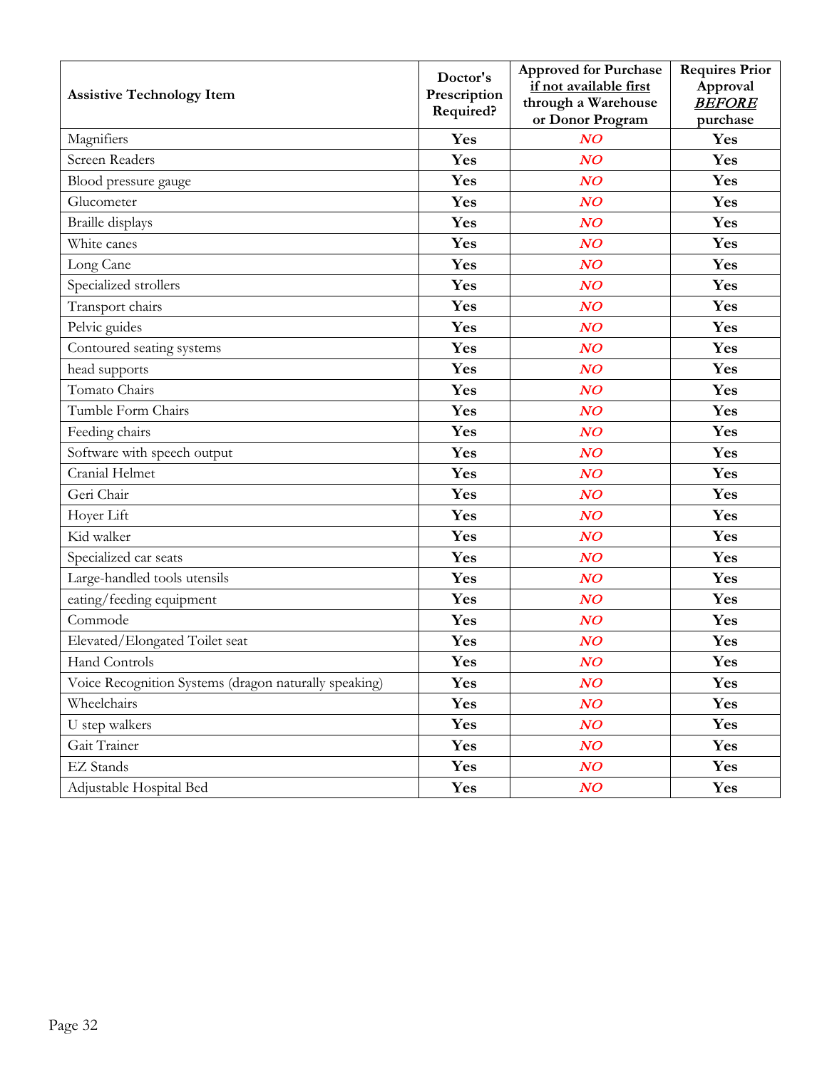| **Assistive Technology Item** | **Doctor's Prescription Required?** | **Approved for Purchase if not available first through a Warehouse or Donor Program** | **Requires Prior Approval *BEFORE* purchase** |
|---|---|---|---|
| Magnifiers | **Yes** | ***NO*** | **Yes** |
| Screen Readers | **Yes** | ***NO*** | **Yes** |
| Blood pressure gauge | **Yes** | ***NO*** | **Yes** |
| Glucometer | **Yes** | ***NO*** | **Yes** |
| Braille displays | **Yes** | ***NO*** | **Yes** |
| White canes | **Yes** | ***NO*** | **Yes** |
| Long Cane | **Yes** | ***NO*** | **Yes** |
| Specialized strollers | **Yes** | ***NO*** | **Yes** |
| Transport chairs | **Yes** | ***NO*** | **Yes** |
| Pelvic guides | **Yes** | ***NO*** | **Yes** |
| Contoured seating systems | **Yes** | ***NO*** | **Yes** |
| head supports | **Yes** | ***NO*** | **Yes** |
| Tomato Chairs | **Yes** | ***NO*** | **Yes** |
| Tumble Form Chairs | **Yes** | ***NO*** | **Yes** |
| Feeding chairs | **Yes** | ***NO*** | **Yes** |
| Software with speech output | **Yes** | ***NO*** | **Yes** |
| Cranial Helmet | **Yes** | ***NO*** | **Yes** |
| Geri Chair | **Yes** | ***NO*** | **Yes** |
| Hoyer Lift | **Yes** | ***NO*** | **Yes** |
| Kid walker | **Yes** | ***NO*** | **Yes** |
| Specialized car seats | **Yes** | ***NO*** | **Yes** |
| Large-handled tools utensils | **Yes** | ***NO*** | **Yes** |
| eating/feeding equipment | **Yes** | ***NO*** | **Yes** |
| Commode | **Yes** | ***NO*** | **Yes** |
| Elevated/Elongated Toilet seat | **Yes** | ***NO*** | **Yes** |
| Hand Controls | **Yes** | ***NO*** | **Yes** |
| Voice Recognition Systems (dragon naturally speaking) | **Yes** | ***NO*** | **Yes** |
| Wheelchairs | **Yes** | ***NO*** | **Yes** |
| U step walkers | **Yes** | ***NO*** | **Yes** |
| Gait Trainer | **Yes** | ***NO*** | **Yes** |
| EZ Stands | **Yes** | ***NO*** | **Yes** |
| Adjustable Hospital Bed | **Yes** | ***NO*** | **Yes** |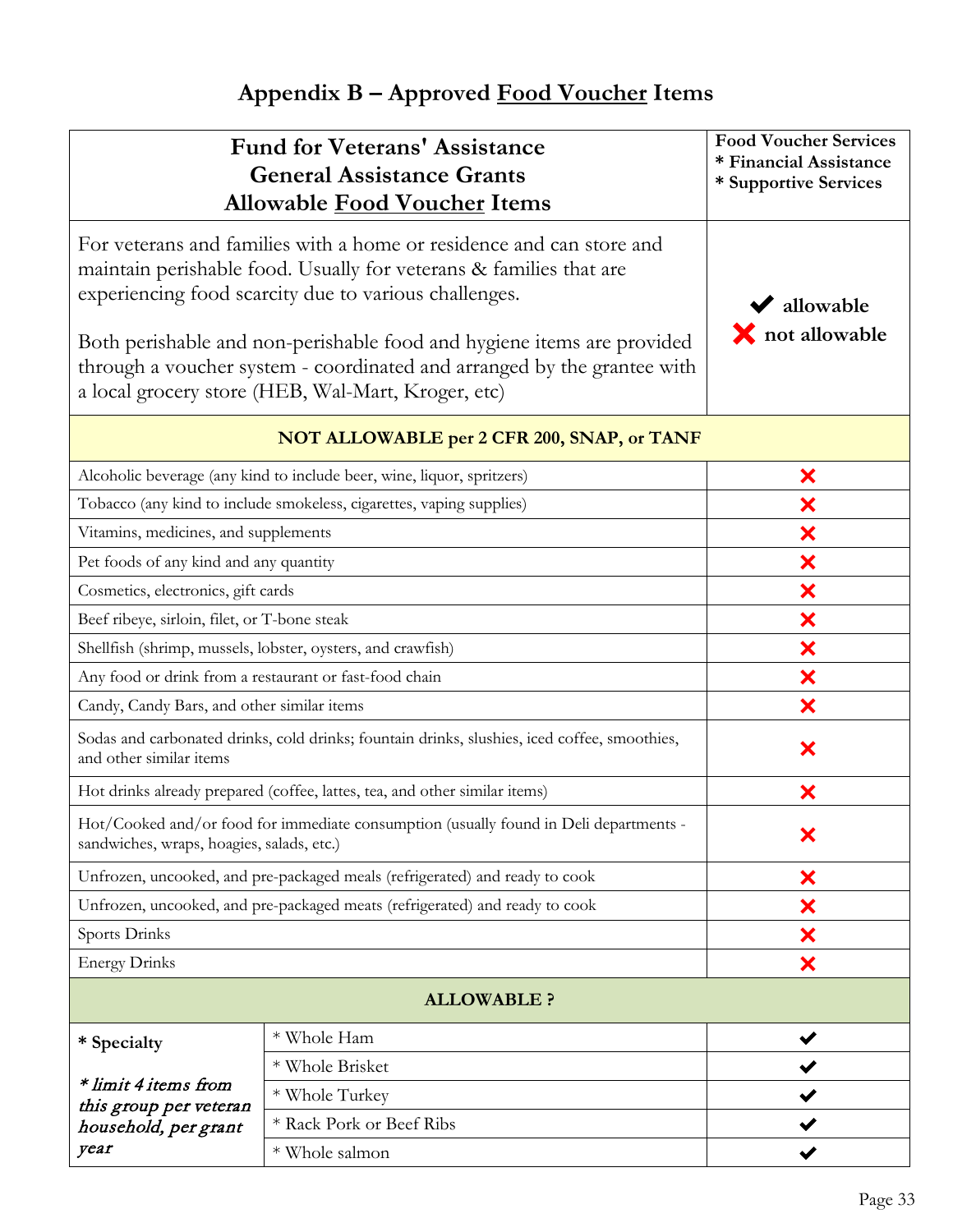# Appendix B – Approved Food Voucher Items

| Fund for Veterans' Assistance<br>General Assistance Grants<br>Allowable Food Voucher Items | | Food Voucher Services<br>* Financial Assistance<br>* Supportive Services |
|---|---|---|
| For veterans and families with a home or residence and can store and maintain perishable food. Usually for veterans & families that are experiencing food scarcity due to various challenges.<br><br>Both perishable and non-perishable food and hygiene items are provided through a voucher system - coordinated and arranged by the grantee with a local grocery store (HEB, Wal-Mart, Kroger, etc) | | ✔ allowable<br>✖ not allowable |
| **NOT ALLOWABLE per 2 CFR 200, SNAP, or TANF** | | |
| Alcoholic beverage (any kind to include beer, wine, liquor, spritzers) | | ✖ |
| Tobacco (any kind to include smokeless, cigarettes, vaping supplies) | | ✖ |
| Vitamins, medicines, and supplements | | ✖ |
| Pet foods of any kind and any quantity | | ✖ |
| Cosmetics, electronics, gift cards | | ✖ |
| Beef ribeye, sirloin, filet, or T-bone steak | | ✖ |
| Shellfish (shrimp, mussels, lobster, oysters, and crawfish) | | ✖ |
| Any food or drink from a restaurant or fast-food chain | | ✖ |
| Candy, Candy Bars, and other similar items | | ✖ |
| Sodas and carbonated drinks, cold drinks; fountain drinks, slushies, iced coffee, smoothies, and other similar items | | ✖ |
| Hot drinks already prepared (coffee, lattes, tea, and other similar items) | | ✖ |
| Hot/Cooked and/or food for immediate consumption (usually found in Deli departments - sandwiches, wraps, hoagies, salads, etc.) | | ✖ |
| Unfrozen, uncooked, and pre-packaged meals (refrigerated) and ready to cook | | ✖ |
| Unfrozen, uncooked, and pre-packaged meats (refrigerated) and ready to cook | | ✖ |
| Sports Drinks | | ✖ |
| Energy Drinks | | ✖ |
| **ALLOWABLE ?** | | |
| **\* Specialty**<br><br>*\* limit 4 items from this group per veteran household, per grant year* | * Whole Ham | ✔ |
| | * Whole Brisket | ✔ |
| | * Whole Turkey | ✔ |
| | * Rack Pork or Beef Ribs | ✔ |
| | * Whole salmon | ✔ |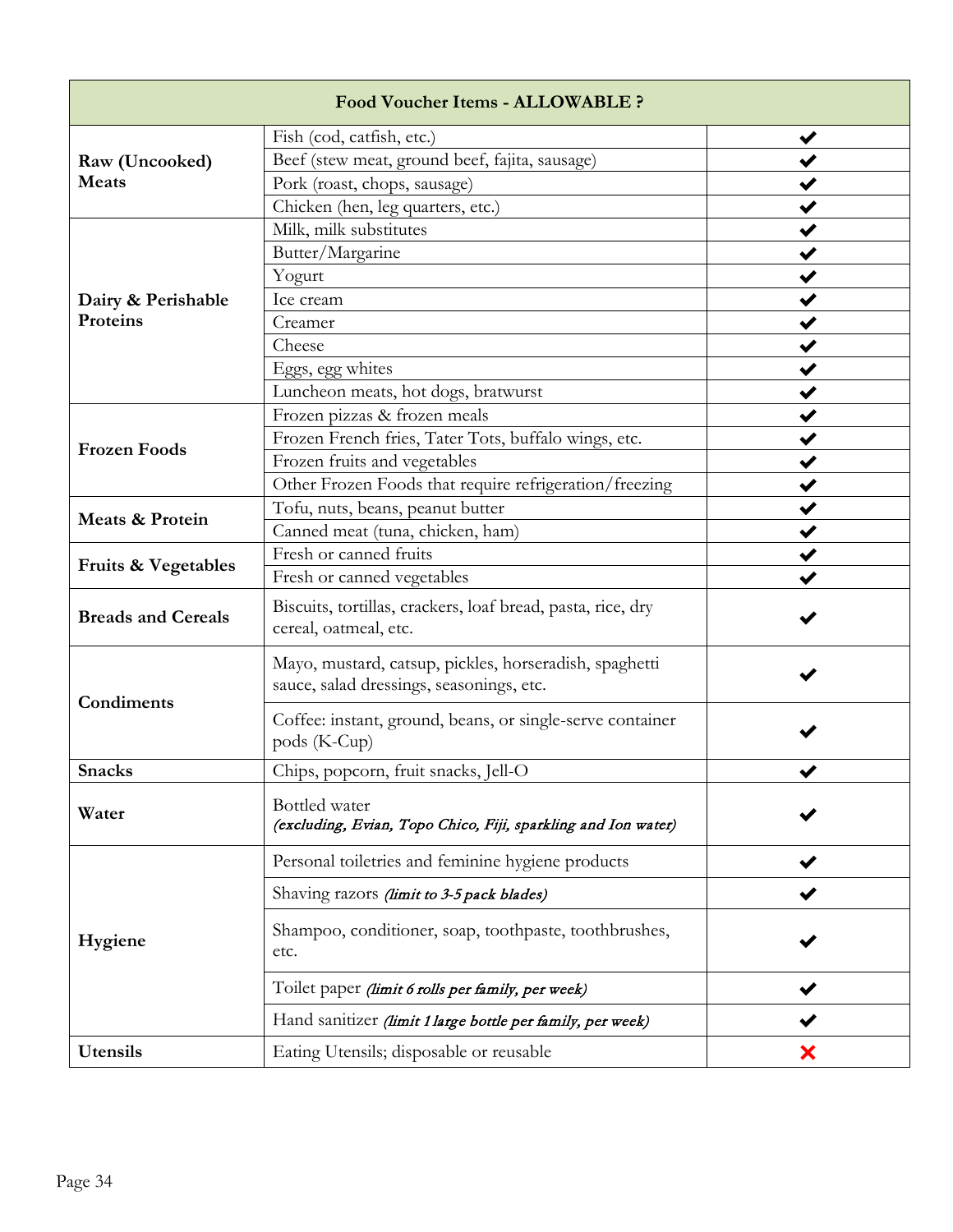| Food Voucher Items - ALLOWABLE ? | | |
|---|---|---|
| **Raw (Uncooked) Meats** | Fish (cod, catfish, etc.) | ✔ |
| | Beef (stew meat, ground beef, fajita, sausage) | ✔ |
| | Pork (roast, chops, sausage) | ✔ |
| | Chicken (hen, leg quarters, etc.) | ✔ |
| **Dairy & Perishable Proteins** | Milk, milk substitutes | ✔ |
| | Butter/Margarine | ✔ |
| | Yogurt | ✔ |
| | Ice cream | ✔ |
| | Creamer | ✔ |
| | Cheese | ✔ |
| | Eggs, egg whites | ✔ |
| | Luncheon meats, hot dogs, bratwurst | ✔ |
| **Frozen Foods** | Frozen pizzas & frozen meals | ✔ |
| | Frozen French fries, Tater Tots, buffalo wings, etc. | ✔ |
| | Frozen fruits and vegetables | ✔ |
| | Other Frozen Foods that require refrigeration/freezing | ✔ |
| **Meats & Protein** | Tofu, nuts, beans, peanut butter | ✔ |
| | Canned meat (tuna, chicken, ham) | ✔ |
| **Fruits & Vegetables** | Fresh or canned fruits | ✔ |
| | Fresh or canned vegetables | ✔ |
| **Breads and Cereals** | Biscuits, tortillas, crackers, loaf bread, pasta, rice, dry cereal, oatmeal, etc. | ✔ |
| **Condiments** | Mayo, mustard, catsup, pickles, horseradish, spaghetti sauce, salad dressings, seasonings, etc. | ✔ |
| | Coffee: instant, ground, beans, or single-serve container pods (K-Cup) | ✔ |
| **Snacks** | Chips, popcorn, fruit snacks, Jell-O | ✔ |
| **Water** | Bottled water *(excluding, Evian, Topo Chico, Fiji, sparkling and Ion water)* | ✔ |
| **Hygiene** | Personal toiletries and feminine hygiene products | ✔ |
| | Shaving razors *(limit to 3-5 pack blades)* | ✔ |
| | Shampoo, conditioner, soap, toothpaste, toothbrushes, etc. | ✔ |
| | Toilet paper *(limit 6 rolls per family, per week)* | ✔ |
| | Hand sanitizer *(limit 1 large bottle per family, per week)* | ✔ |
| **Utensils** | Eating Utensils; disposable or reusable | ✘ |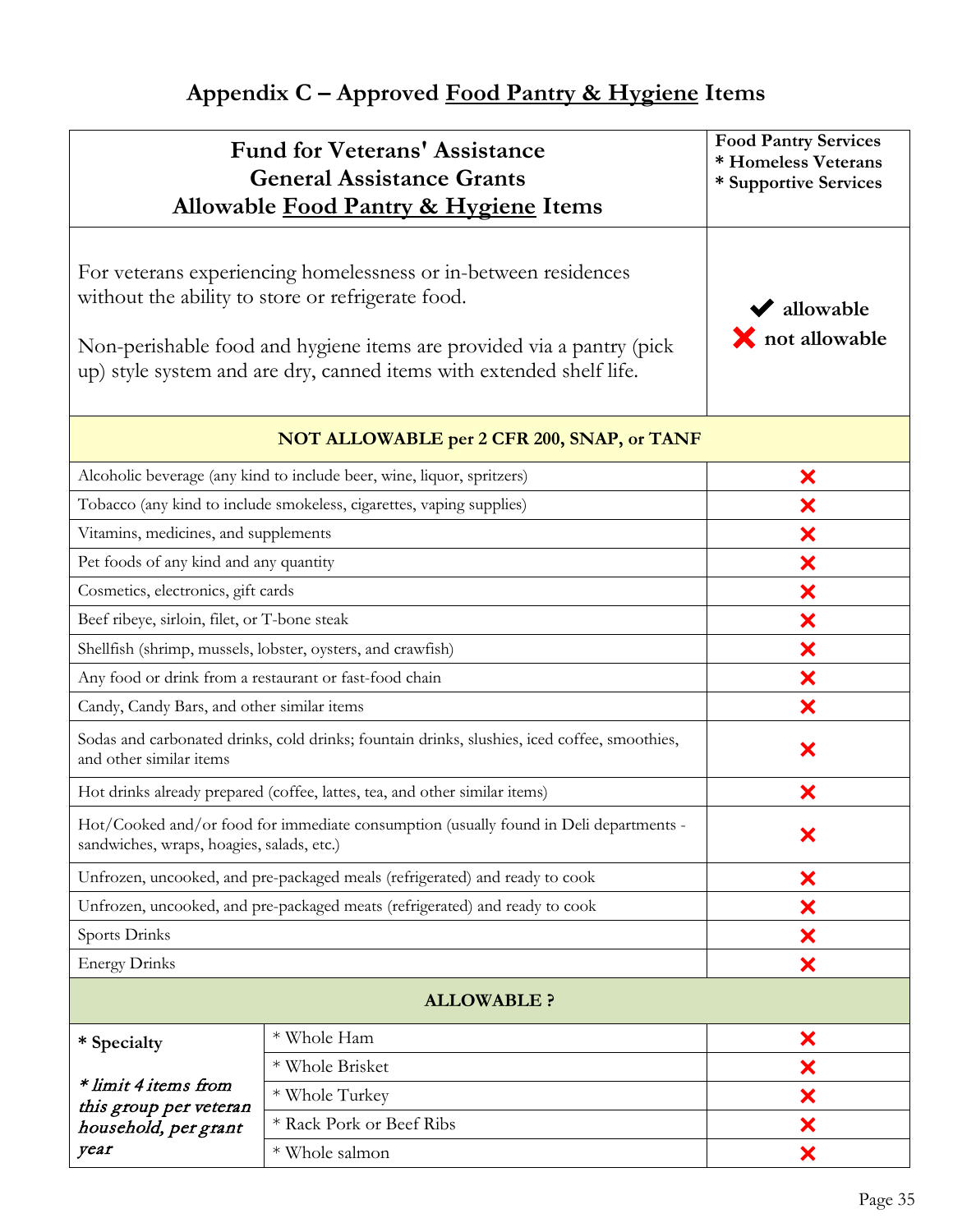# Appendix C – Approved Food Pantry & Hygiene Items

| Fund for Veterans' Assistance<br>General Assistance Grants<br>Allowable Food Pantry & Hygiene Items | | Food Pantry Services<br>* Homeless Veterans<br>* Supportive Services |
|---|---|---|
| For veterans experiencing homelessness or in-between residences without the ability to store or refrigerate food.<br><br>Non-perishable food and hygiene items are provided via a pantry (pick up) style system and are dry, canned items with extended shelf life. | | ✔ allowable<br>❌ not allowable |
| **NOT ALLOWABLE per 2 CFR 200, SNAP, or TANF** | | |
| Alcoholic beverage (any kind to include beer, wine, liquor, spritzers) | | ❌ |
| Tobacco (any kind to include smokeless, cigarettes, vaping supplies) | | ❌ |
| Vitamins, medicines, and supplements | | ❌ |
| Pet foods of any kind and any quantity | | ❌ |
| Cosmetics, electronics, gift cards | | ❌ |
| Beef ribeye, sirloin, filet, or T-bone steak | | ❌ |
| Shellfish (shrimp, mussels, lobster, oysters, and crawfish) | | ❌ |
| Any food or drink from a restaurant or fast-food chain | | ❌ |
| Candy, Candy Bars, and other similar items | | ❌ |
| Sodas and carbonated drinks, cold drinks; fountain drinks, slushies, iced coffee, smoothies, and other similar items | | ❌ |
| Hot drinks already prepared (coffee, lattes, tea, and other similar items) | | ❌ |
| Hot/Cooked and/or food for immediate consumption (usually found in Deli departments - sandwiches, wraps, hoagies, salads, etc.) | | ❌ |
| Unfrozen, uncooked, and pre-packaged meals (refrigerated) and ready to cook | | ❌ |
| Unfrozen, uncooked, and pre-packaged meats (refrigerated) and ready to cook | | ❌ |
| Sports Drinks | | ❌ |
| Energy Drinks | | ❌ |
| **ALLOWABLE ?** | | |
| **\* Specialty**<br><br>*\* limit 4 items from this group per veteran household, per grant year* | * Whole Ham | ❌ |
| | * Whole Brisket | ❌ |
| | * Whole Turkey | ❌ |
| | * Rack Pork or Beef Ribs | ❌ |
| | * Whole salmon | ❌ |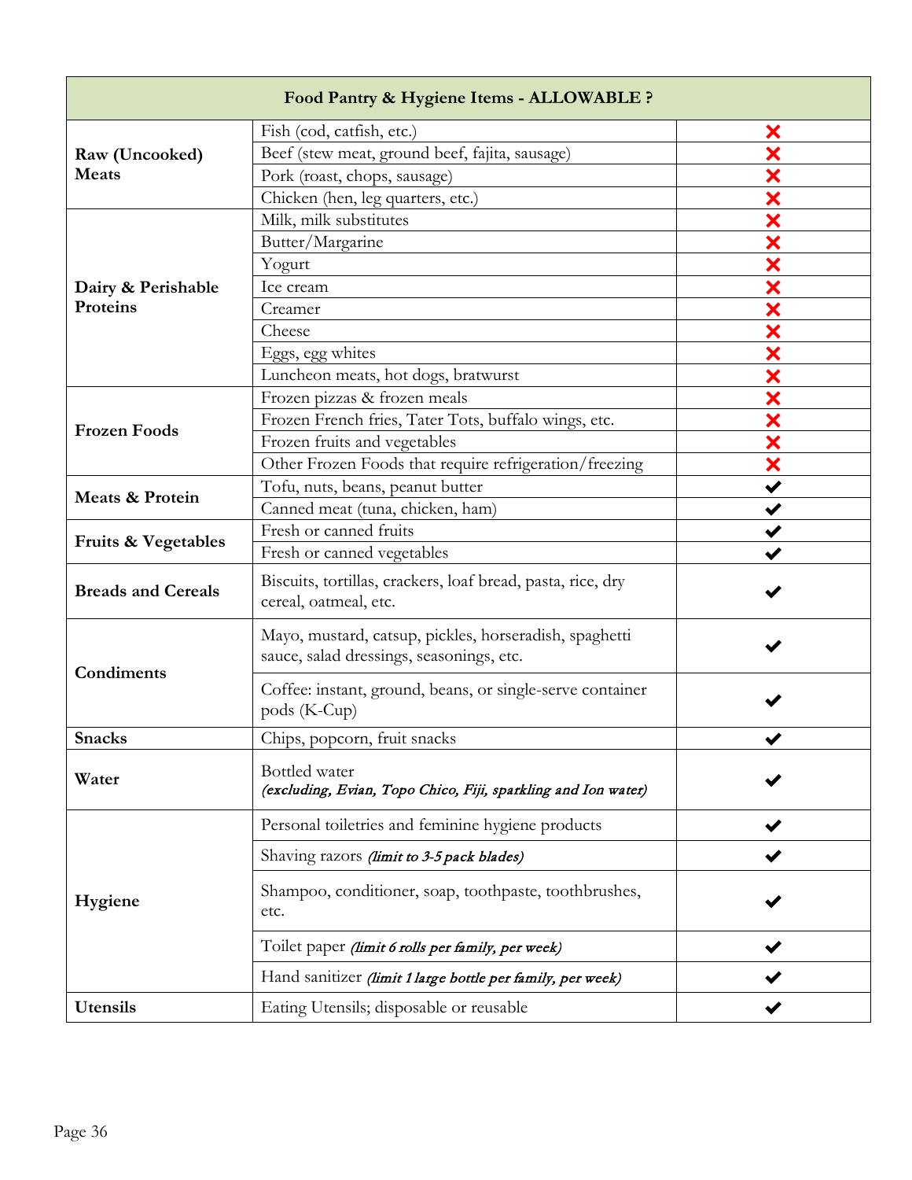| Food Pantry & Hygiene Items - ALLOWABLE ? | | |
|---|---|---|
| **Raw (Uncooked) Meats** | Fish (cod, catfish, etc.) | ✗ |
| | Beef (stew meat, ground beef, fajita, sausage) | ✗ |
| | Pork (roast, chops, sausage) | ✗ |
| | Chicken (hen, leg quarters, etc.) | ✗ |
| **Dairy & Perishable Proteins** | Milk, milk substitutes | ✗ |
| | Butter/Margarine | ✗ |
| | Yogurt | ✗ |
| | Ice cream | ✗ |
| | Creamer | ✗ |
| | Cheese | ✗ |
| | Eggs, egg whites | ✗ |
| | Luncheon meats, hot dogs, bratwurst | ✗ |
| **Frozen Foods** | Frozen pizzas & frozen meals | ✗ |
| | Frozen French fries, Tater Tots, buffalo wings, etc. | ✗ |
| | Frozen fruits and vegetables | ✗ |
| | Other Frozen Foods that require refrigeration/freezing | ✗ |
| **Meats & Protein** | Tofu, nuts, beans, peanut butter | ✔ |
| | Canned meat (tuna, chicken, ham) | ✔ |
| **Fruits & Vegetables** | Fresh or canned fruits | ✔ |
| | Fresh or canned vegetables | ✔ |
| **Breads and Cereals** | Biscuits, tortillas, crackers, loaf bread, pasta, rice, dry cereal, oatmeal, etc. | ✔ |
| **Condiments** | Mayo, mustard, catsup, pickles, horseradish, spaghetti sauce, salad dressings, seasonings, etc. | ✔ |
| | Coffee: instant, ground, beans, or single-serve container pods (K-Cup) | ✔ |
| **Snacks** | Chips, popcorn, fruit snacks | ✔ |
| **Water** | Bottled water *(excluding, Evian, Topo Chico, Fiji, sparkling and Ion water)* | ✔ |
| **Hygiene** | Personal toiletries and feminine hygiene products | ✔ |
| | Shaving razors *(limit to 3-5 pack blades)* | ✔ |
| | Shampoo, conditioner, soap, toothpaste, toothbrushes, etc. | ✔ |
| | Toilet paper *(limit 6 rolls per family, per week)* | ✔ |
| | Hand sanitizer *(limit 1 large bottle per family, per week)* | ✔ |
| **Utensils** | Eating Utensils; disposable or reusable | ✔ |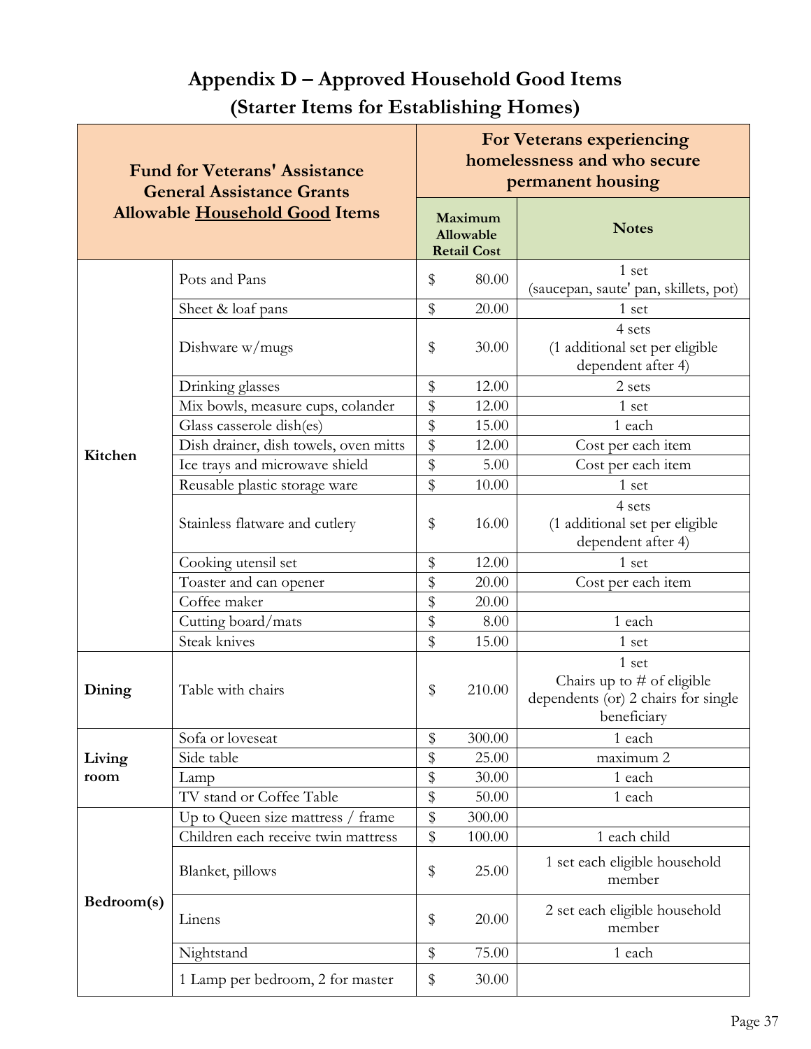# Appendix D – Approved Household Good Items
## (Starter Items for Establishing Homes)

| Fund for Veterans' Assistance General Assistance Grants Allowable **Household Good** Items | | For Veterans experiencing homelessness and who secure permanent housing | |
|---|---|---|---|
| | | **Maximum Allowable Retail Cost** | **Notes** |
| **Kitchen** | Pots and Pans | $ 80.00 | 1 set (saucepan, saute' pan, skillets, pot) |
| | Sheet & loaf pans | $ 20.00 | 1 set |
| | Dishware w/mugs | $ 30.00 | 4 sets (1 additional set per eligible dependent after 4) |
| | Drinking glasses | $ 12.00 | 2 sets |
| | Mix bowls, measure cups, colander | $ 12.00 | 1 set |
| | Glass casserole dish(es) | $ 15.00 | 1 each |
| | Dish drainer, dish towels, oven mitts | $ 12.00 | Cost per each item |
| | Ice trays and microwave shield | $ 5.00 | Cost per each item |
| | Reusable plastic storage ware | $ 10.00 | 1 set |
| | Stainless flatware and cutlery | $ 16.00 | 4 sets (1 additional set per eligible dependent after 4) |
| | Cooking utensil set | $ 12.00 | 1 set |
| | Toaster and can opener | $ 20.00 | Cost per each item |
| | Coffee maker | $ 20.00 | |
| | Cutting board/mats | $ 8.00 | 1 each |
| | Steak knives | $ 15.00 | 1 set |
| **Dining** | Table with chairs | $ 210.00 | 1 set Chairs up to # of eligible dependents (or) 2 chairs for single beneficiary |
| **Living room** | Sofa or loveseat | $ 300.00 | 1 each |
| | Side table | $ 25.00 | maximum 2 |
| | Lamp | $ 30.00 | 1 each |
| | TV stand or Coffee Table | $ 50.00 | 1 each |
| **Bedroom(s)** | Up to Queen size mattress / frame | $ 300.00 | |
| | Children each receive twin mattress | $ 100.00 | 1 each child |
| | Blanket, pillows | $ 25.00 | 1 set each eligible household member |
| | Linens | $ 20.00 | 2 set each eligible household member |
| | Nightstand | $ 75.00 | 1 each |
| | 1 Lamp per bedroom, 2 for master | $ 30.00 | |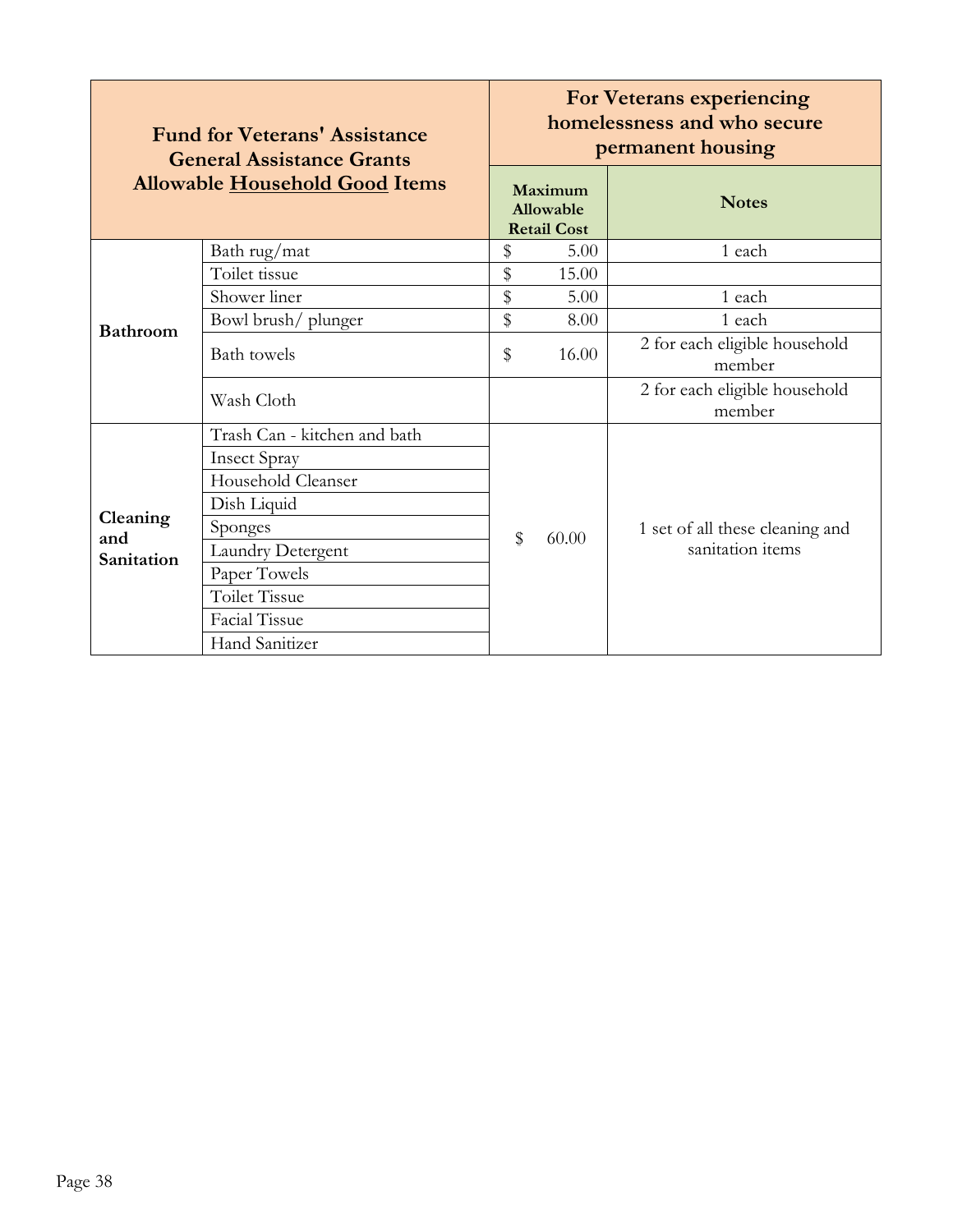| Fund for Veterans' Assistance General Assistance Grants Allowable <u>Household Good</u> Items | | For Veterans experiencing homelessness and who secure permanent housing | |
|---|---|---|---|
| | | **Maximum Allowable Retail Cost** | **Notes** |
| **Bathroom** | Bath rug/mat | $ 5.00 | 1 each |
| | Toilet tissue | $ 15.00 | |
| | Shower liner | $ 5.00 | 1 each |
| | Bowl brush/ plunger | $ 8.00 | 1 each |
| | Bath towels | $ 16.00 | 2 for each eligible household member |
| | Wash Cloth | | 2 for each eligible household member |
| **Cleaning and Sanitation** | Trash Can - kitchen and bath | $ 60.00 | 1 set of all these cleaning and sanitation items |
| | Insect Spray | | |
| | Household Cleanser | | |
| | Dish Liquid | | |
| | Sponges | | |
| | Laundry Detergent | | |
| | Paper Towels | | |
| | Toilet Tissue | | |
| | Facial Tissue | | |
| | Hand Sanitizer | | |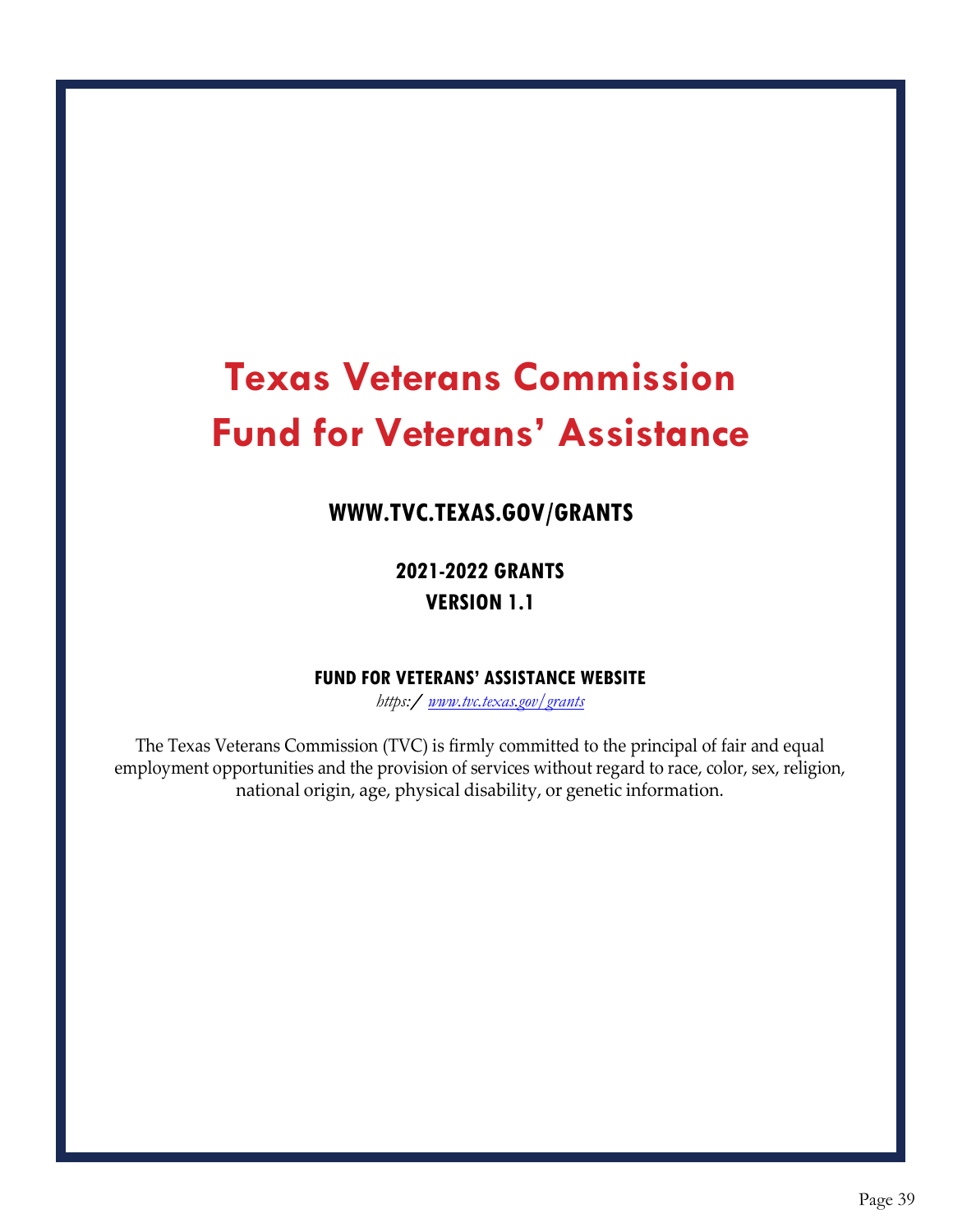# Texas Veterans Commission Fund for Veterans' Assistance

**WWW.TVC.TEXAS.GOV/GRANTS**

**2021-2022 GRANTS**
**VERSION 1.1**

**FUND FOR VETERANS' ASSISTANCE WEBSITE**

*https:/ [www.tvc.texas.gov/grants](https://www.tvc.texas.gov/grants)*

The Texas Veterans Commission (TVC) is firmly committed to the principal of fair and equal employment opportunities and the provision of services without regard to race, color, sex, religion, national origin, age, physical disability, or genetic information.